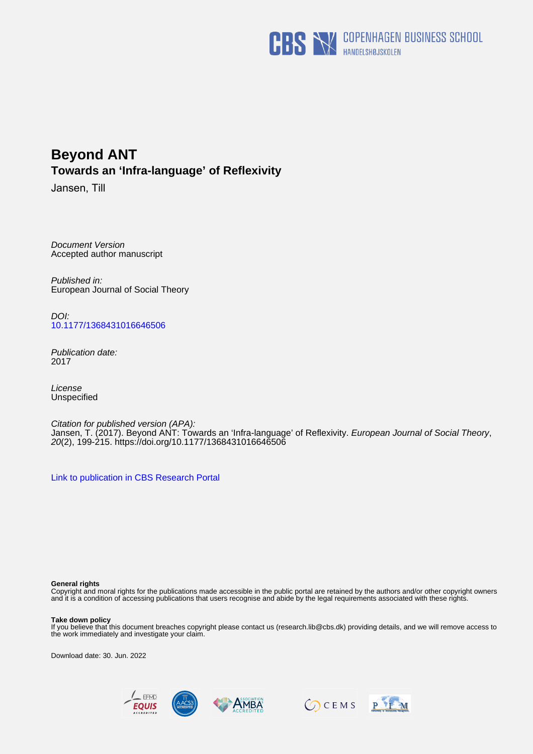# Beyond ANT

## Towards an 'Infra-language' of Reflexivity

Jansen, Till

*Document Version*
Accepted author manuscript

*Published in:*
European Journal of Social Theory

*DOI:*
10.1177/1368431016646506

*Publication date:*
2017

*License*
Unspecified

*Citation for published version (APA):*
Jansen, T. (2017). Beyond ANT: Towards an 'Infra-language' of Reflexivity. *European Journal of Social Theory*, *20*(2), 199-215. https://doi.org/10.1177/1368431016646506

Link to publication in CBS Research Portal

**General rights**
Copyright and moral rights for the publications made accessible in the public portal are retained by the authors and/or other copyright owners and it is a condition of accessing publications that users recognise and abide by the legal requirements associated with these rights.

**Take down policy**
If you believe that this document breaches copyright please contact us (research.lib@cbs.dk) providing details, and we will remove access to the work immediately and investigate your claim.

Download date: 30. Jun. 2022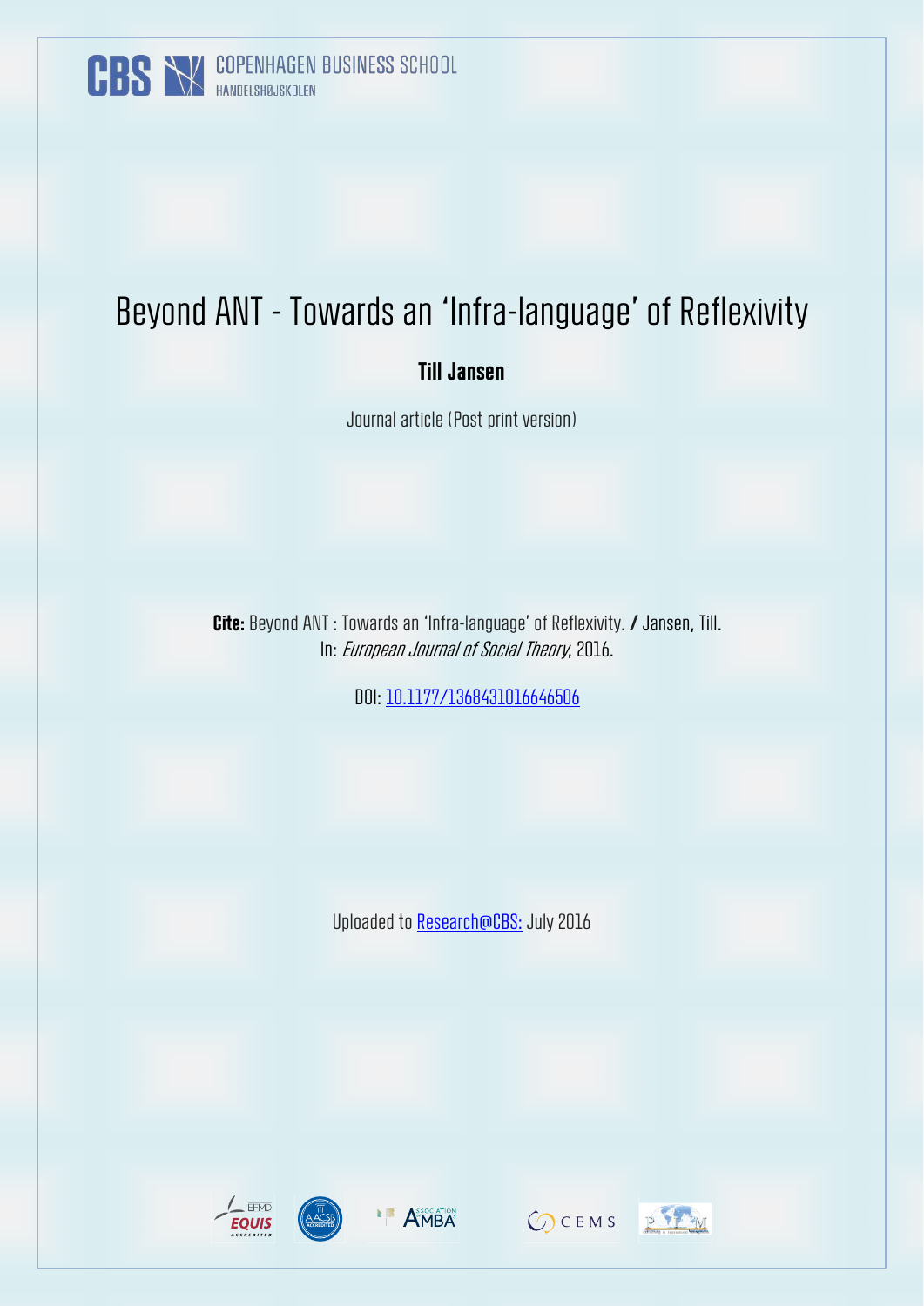# Beyond ANT - Towards an 'Infra-language' of Reflexivity

**Till Jansen**

Journal article (Post print version)

**Cite:** Beyond ANT : Towards an 'Infra-language' of Reflexivity. / Jansen, Till. In: *European Journal of Social Theory*, 2016.

DOI: [10.1177/1368431016646506](https://doi.org/10.1177/1368431016646506)

Uploaded to [Research@CBS:](http://research.cbs.dk/) July 2016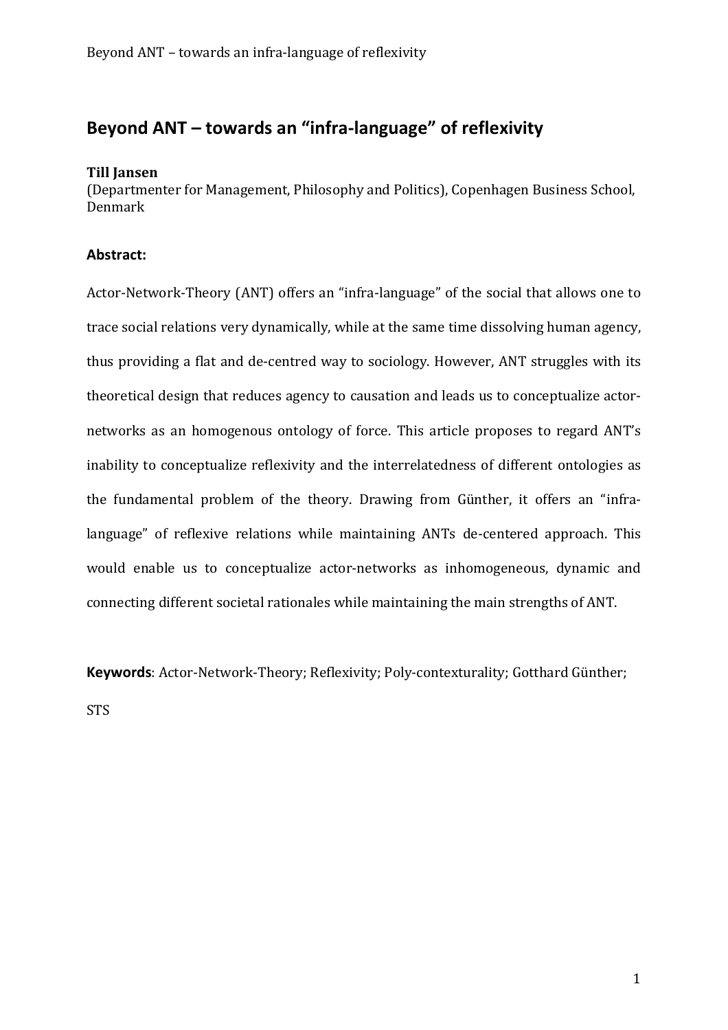# Beyond ANT – towards an "infra-language" of reflexivity

**Till Jansen**
(Departmenter for Management, Philosophy and Politics), Copenhagen Business School, Denmark

## Abstract:

Actor-Network-Theory (ANT) offers an "infra-language" of the social that allows one to trace social relations very dynamically, while at the same time dissolving human agency, thus providing a flat and de-centred way to sociology. However, ANT struggles with its theoretical design that reduces agency to causation and leads us to conceptualize actor-networks as an homogenous ontology of force. This article proposes to regard ANT's inability to conceptualize reflexivity and the interrelatedness of different ontologies as the fundamental problem of the theory. Drawing from Günther, it offers an "infra-language" of reflexive relations while maintaining ANTs de-centered approach. This would enable us to conceptualize actor-networks as inhomogeneous, dynamic and connecting different societal rationales while maintaining the main strengths of ANT.

**Keywords**: Actor-Network-Theory; Reflexivity; Poly-contexturality; Gotthard Günther; STS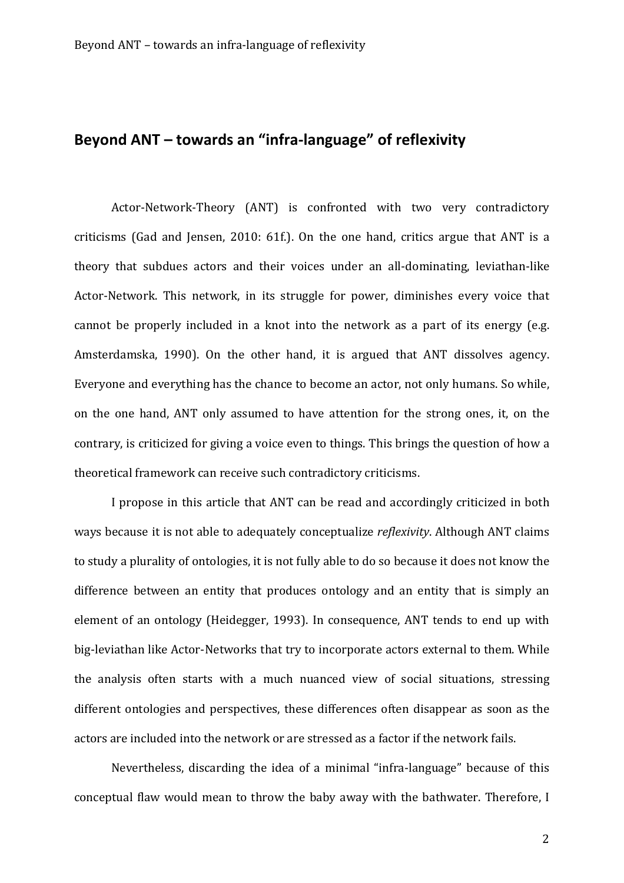## Beyond ANT – towards an "infra-language" of reflexivity

Actor-Network-Theory (ANT) is confronted with two very contradictory criticisms (Gad and Jensen, 2010: 61f.). On the one hand, critics argue that ANT is a theory that subdues actors and their voices under an all-dominating, leviathan-like Actor-Network. This network, in its struggle for power, diminishes every voice that cannot be properly included in a knot into the network as a part of its energy (e.g. Amsterdamska, 1990). On the other hand, it is argued that ANT dissolves agency. Everyone and everything has the chance to become an actor, not only humans. So while, on the one hand, ANT only assumed to have attention for the strong ones, it, on the contrary, is criticized for giving a voice even to things. This brings the question of how a theoretical framework can receive such contradictory criticisms.

I propose in this article that ANT can be read and accordingly criticized in both ways because it is not able to adequately conceptualize *reflexivity*. Although ANT claims to study a plurality of ontologies, it is not fully able to do so because it does not know the difference between an entity that produces ontology and an entity that is simply an element of an ontology (Heidegger, 1993). In consequence, ANT tends to end up with big-leviathan like Actor-Networks that try to incorporate actors external to them. While the analysis often starts with a much nuanced view of social situations, stressing different ontologies and perspectives, these differences often disappear as soon as the actors are included into the network or are stressed as a factor if the network fails.

Nevertheless, discarding the idea of a minimal "infra-language" because of this conceptual flaw would mean to throw the baby away with the bathwater. Therefore, I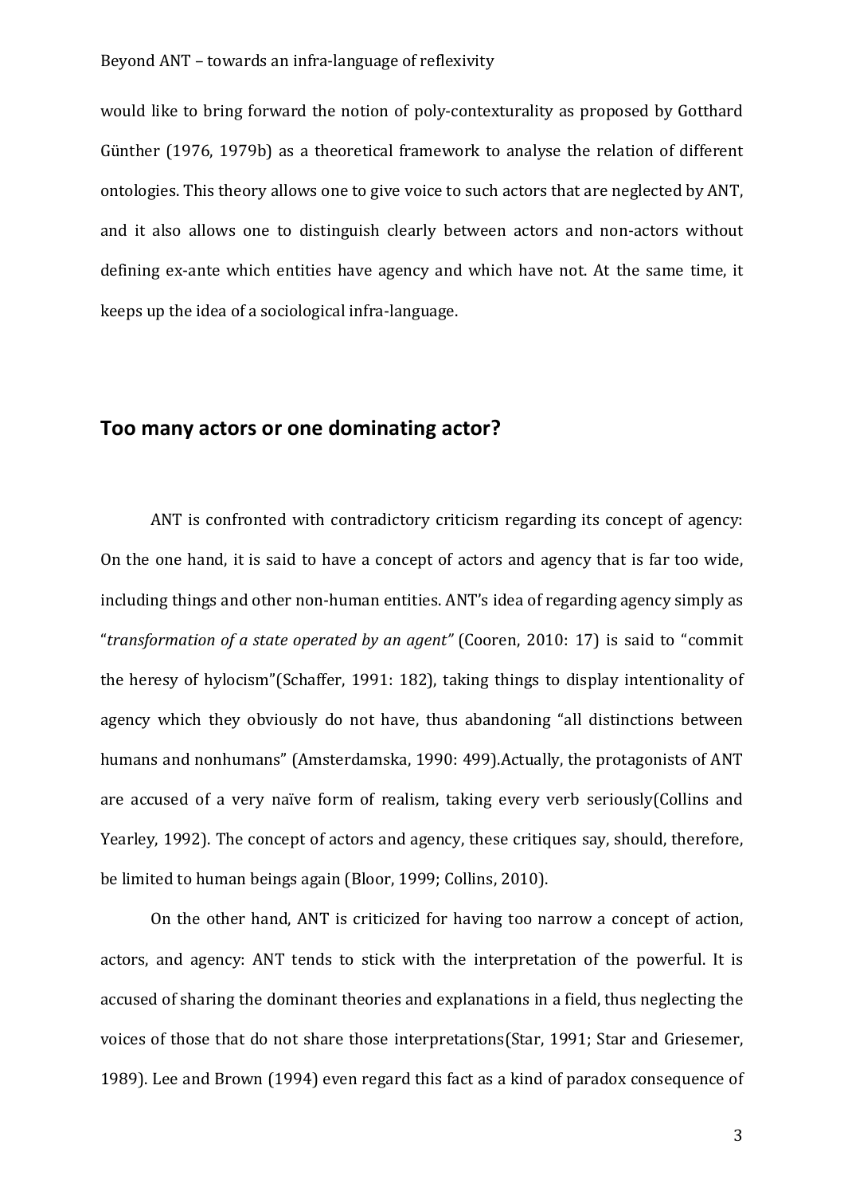would like to bring forward the notion of poly-contexturality as proposed by Gotthard Günther (1976, 1979b) as a theoretical framework to analyse the relation of different ontologies. This theory allows one to give voice to such actors that are neglected by ANT, and it also allows one to distinguish clearly between actors and non-actors without defining ex-ante which entities have agency and which have not. At the same time, it keeps up the idea of a sociological infra-language.

## Too many actors or one dominating actor?

ANT is confronted with contradictory criticism regarding its concept of agency: On the one hand, it is said to have a concept of actors and agency that is far too wide, including things and other non-human entities. ANT's idea of regarding agency simply as "*transformation of a state operated by an agent"* (Cooren, 2010: 17) is said to "commit the heresy of hylocism"(Schaffer, 1991: 182), taking things to display intentionality of agency which they obviously do not have, thus abandoning "all distinctions between humans and nonhumans" (Amsterdamska, 1990: 499).Actually, the protagonists of ANT are accused of a very naïve form of realism, taking every verb seriously(Collins and Yearley, 1992). The concept of actors and agency, these critiques say, should, therefore, be limited to human beings again (Bloor, 1999; Collins, 2010).

On the other hand, ANT is criticized for having too narrow a concept of action, actors, and agency: ANT tends to stick with the interpretation of the powerful. It is accused of sharing the dominant theories and explanations in a field, thus neglecting the voices of those that do not share those interpretations(Star, 1991; Star and Griesemer, 1989). Lee and Brown (1994) even regard this fact as a kind of paradox consequence of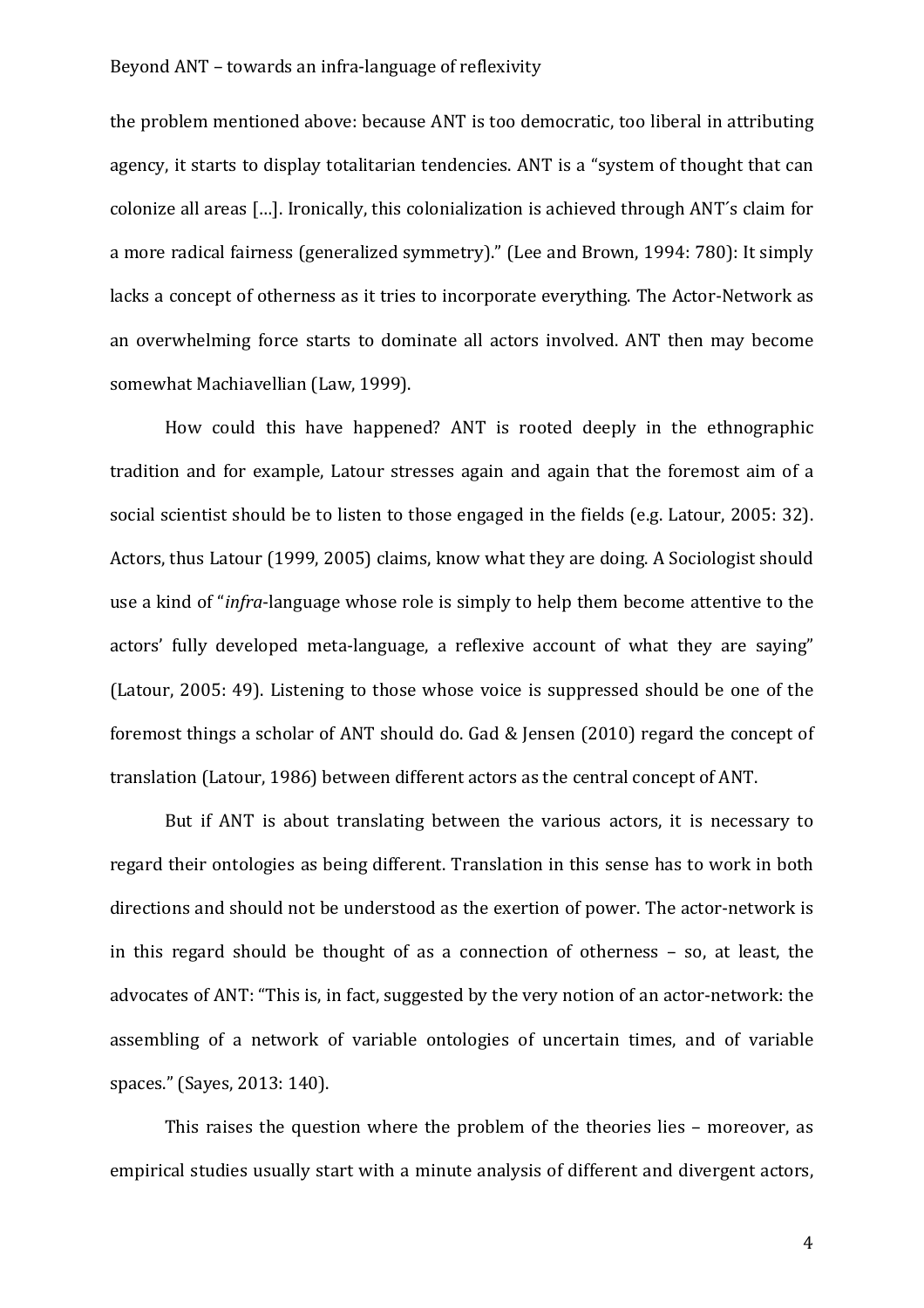the problem mentioned above: because ANT is too democratic, too liberal in attributing agency, it starts to display totalitarian tendencies. ANT is a "system of thought that can colonize all areas […]. Ironically, this colonialization is achieved through ANT´s claim for a more radical fairness (generalized symmetry)." (Lee and Brown, 1994: 780): It simply lacks a concept of otherness as it tries to incorporate everything. The Actor-Network as an overwhelming force starts to dominate all actors involved. ANT then may become somewhat Machiavellian (Law, 1999).

How could this have happened? ANT is rooted deeply in the ethnographic tradition and for example, Latour stresses again and again that the foremost aim of a social scientist should be to listen to those engaged in the fields (e.g. Latour, 2005: 32). Actors, thus Latour (1999, 2005) claims, know what they are doing. A Sociologist should use a kind of "*infra*-language whose role is simply to help them become attentive to the actors' fully developed meta-language, a reflexive account of what they are saying" (Latour, 2005: 49). Listening to those whose voice is suppressed should be one of the foremost things a scholar of ANT should do. Gad & Jensen (2010) regard the concept of translation (Latour, 1986) between different actors as the central concept of ANT.

But if ANT is about translating between the various actors, it is necessary to regard their ontologies as being different. Translation in this sense has to work in both directions and should not be understood as the exertion of power. The actor-network is in this regard should be thought of as a connection of otherness – so, at least, the advocates of ANT: "This is, in fact, suggested by the very notion of an actor-network: the assembling of a network of variable ontologies of uncertain times, and of variable spaces." (Sayes, 2013: 140).

This raises the question where the problem of the theories lies – moreover, as empirical studies usually start with a minute analysis of different and divergent actors,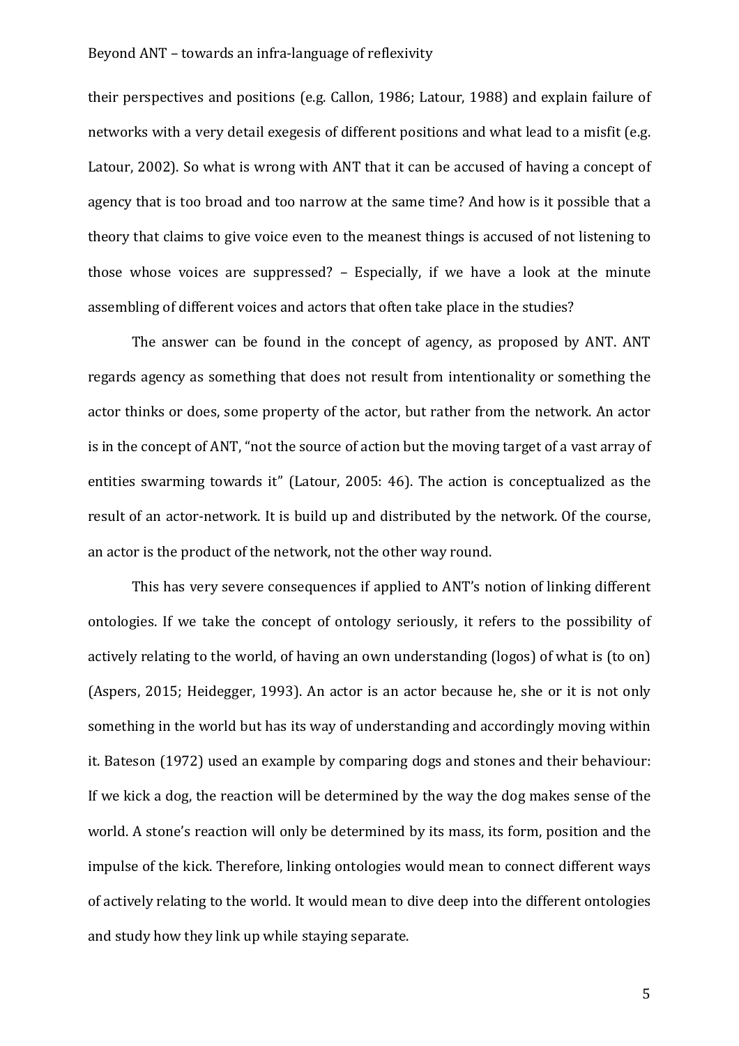their perspectives and positions (e.g. Callon, 1986; Latour, 1988) and explain failure of networks with a very detail exegesis of different positions and what lead to a misfit (e.g. Latour, 2002). So what is wrong with ANT that it can be accused of having a concept of agency that is too broad and too narrow at the same time? And how is it possible that a theory that claims to give voice even to the meanest things is accused of not listening to those whose voices are suppressed? – Especially, if we have a look at the minute assembling of different voices and actors that often take place in the studies?

The answer can be found in the concept of agency, as proposed by ANT. ANT regards agency as something that does not result from intentionality or something the actor thinks or does, some property of the actor, but rather from the network. An actor is in the concept of ANT, "not the source of action but the moving target of a vast array of entities swarming towards it" (Latour, 2005: 46). The action is conceptualized as the result of an actor-network. It is build up and distributed by the network. Of the course, an actor is the product of the network, not the other way round.

This has very severe consequences if applied to ANT's notion of linking different ontologies. If we take the concept of ontology seriously, it refers to the possibility of actively relating to the world, of having an own understanding (logos) of what is (to on) (Aspers, 2015; Heidegger, 1993). An actor is an actor because he, she or it is not only something in the world but has its way of understanding and accordingly moving within it. Bateson (1972) used an example by comparing dogs and stones and their behaviour: If we kick a dog, the reaction will be determined by the way the dog makes sense of the world. A stone's reaction will only be determined by its mass, its form, position and the impulse of the kick. Therefore, linking ontologies would mean to connect different ways of actively relating to the world. It would mean to dive deep into the different ontologies and study how they link up while staying separate.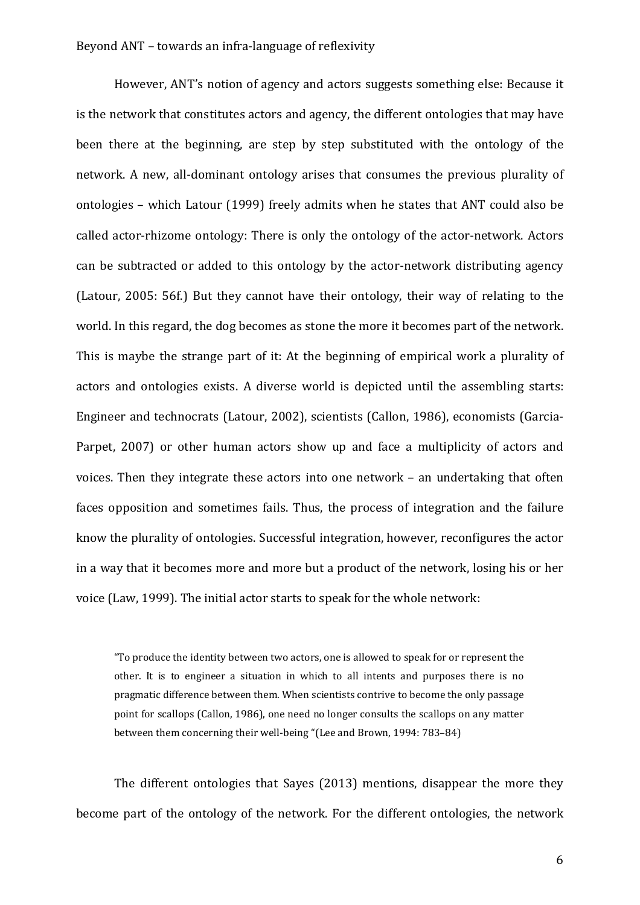However, ANT's notion of agency and actors suggests something else: Because it is the network that constitutes actors and agency, the different ontologies that may have been there at the beginning, are step by step substituted with the ontology of the network. A new, all-dominant ontology arises that consumes the previous plurality of ontologies – which Latour (1999) freely admits when he states that ANT could also be called actor-rhizome ontology: There is only the ontology of the actor-network. Actors can be subtracted or added to this ontology by the actor-network distributing agency (Latour, 2005: 56f.) But they cannot have their ontology, their way of relating to the world. In this regard, the dog becomes as stone the more it becomes part of the network. This is maybe the strange part of it: At the beginning of empirical work a plurality of actors and ontologies exists. A diverse world is depicted until the assembling starts: Engineer and technocrats (Latour, 2002), scientists (Callon, 1986), economists (Garcia-Parpet, 2007) or other human actors show up and face a multiplicity of actors and voices. Then they integrate these actors into one network – an undertaking that often faces opposition and sometimes fails. Thus, the process of integration and the failure know the plurality of ontologies. Successful integration, however, reconfigures the actor in a way that it becomes more and more but a product of the network, losing his or her voice (Law, 1999). The initial actor starts to speak for the whole network:

> "To produce the identity between two actors, one is allowed to speak for or represent the other. It is to engineer a situation in which to all intents and purposes there is no pragmatic difference between them. When scientists contrive to become the only passage point for scallops (Callon, 1986), one need no longer consults the scallops on any matter between them concerning their well-being "(Lee and Brown, 1994: 783–84)

The different ontologies that Sayes (2013) mentions, disappear the more they become part of the ontology of the network. For the different ontologies, the network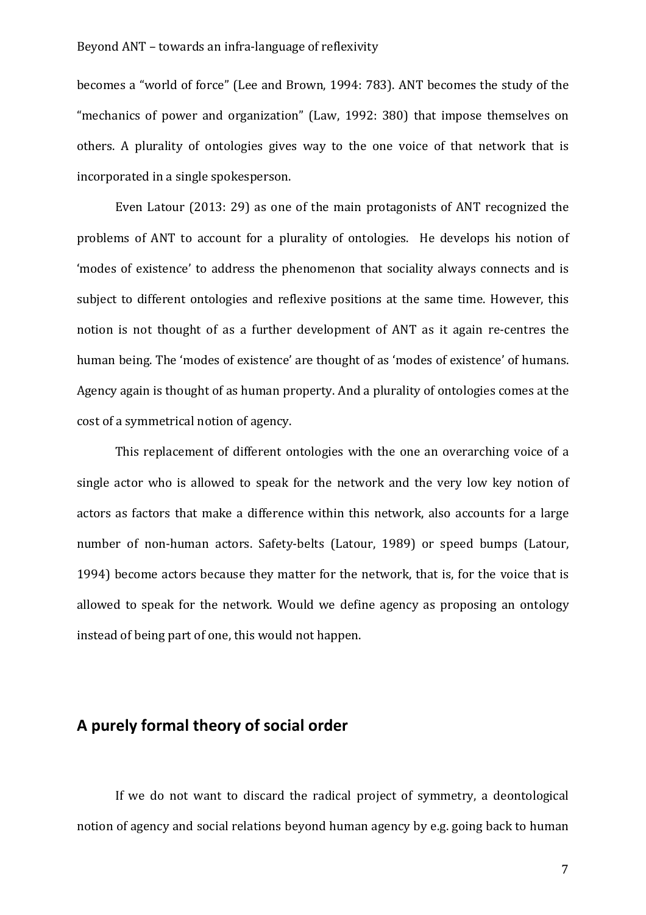becomes a "world of force" (Lee and Brown, 1994: 783). ANT becomes the study of the "mechanics of power and organization" (Law, 1992: 380) that impose themselves on others. A plurality of ontologies gives way to the one voice of that network that is incorporated in a single spokesperson.

Even Latour (2013: 29) as one of the main protagonists of ANT recognized the problems of ANT to account for a plurality of ontologies. He develops his notion of 'modes of existence' to address the phenomenon that sociality always connects and is subject to different ontologies and reflexive positions at the same time. However, this notion is not thought of as a further development of ANT as it again re-centres the human being. The 'modes of existence' are thought of as 'modes of existence' of humans. Agency again is thought of as human property. And a plurality of ontologies comes at the cost of a symmetrical notion of agency.

This replacement of different ontologies with the one an overarching voice of a single actor who is allowed to speak for the network and the very low key notion of actors as factors that make a difference within this network, also accounts for a large number of non-human actors. Safety-belts (Latour, 1989) or speed bumps (Latour, 1994) become actors because they matter for the network, that is, for the voice that is allowed to speak for the network. Would we define agency as proposing an ontology instead of being part of one, this would not happen.

## A purely formal theory of social order

If we do not want to discard the radical project of symmetry, a deontological notion of agency and social relations beyond human agency by e.g. going back to human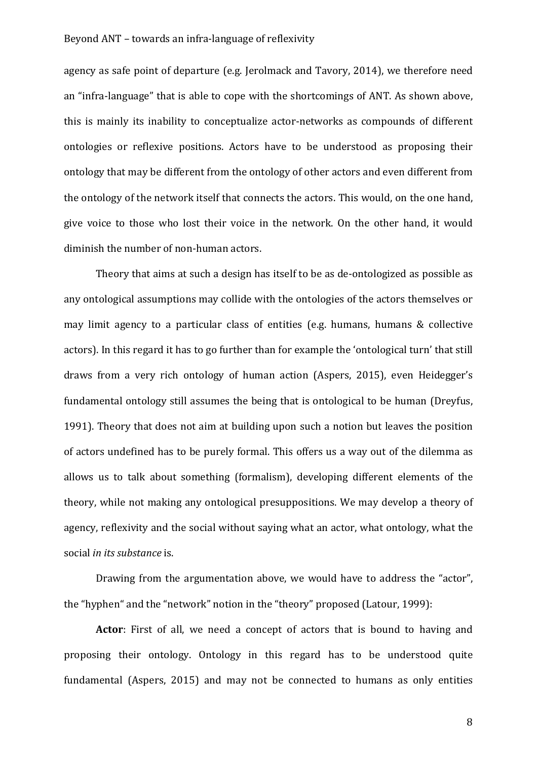agency as safe point of departure (e.g. Jerolmack and Tavory, 2014), we therefore need an "infra-language" that is able to cope with the shortcomings of ANT. As shown above, this is mainly its inability to conceptualize actor-networks as compounds of different ontologies or reflexive positions. Actors have to be understood as proposing their ontology that may be different from the ontology of other actors and even different from the ontology of the network itself that connects the actors. This would, on the one hand, give voice to those who lost their voice in the network. On the other hand, it would diminish the number of non-human actors.

Theory that aims at such a design has itself to be as de-ontologized as possible as any ontological assumptions may collide with the ontologies of the actors themselves or may limit agency to a particular class of entities (e.g. humans, humans & collective actors). In this regard it has to go further than for example the 'ontological turn' that still draws from a very rich ontology of human action (Aspers, 2015), even Heidegger's fundamental ontology still assumes the being that is ontological to be human (Dreyfus, 1991). Theory that does not aim at building upon such a notion but leaves the position of actors undefined has to be purely formal. This offers us a way out of the dilemma as allows us to talk about something (formalism), developing different elements of the theory, while not making any ontological presuppositions. We may develop a theory of agency, reflexivity and the social without saying what an actor, what ontology, what the social *in its substance* is.

Drawing from the argumentation above, we would have to address the "actor", the "hyphen" and the "network" notion in the "theory" proposed (Latour, 1999):

**Actor**: First of all, we need a concept of actors that is bound to having and proposing their ontology. Ontology in this regard has to be understood quite fundamental (Aspers, 2015) and may not be connected to humans as only entities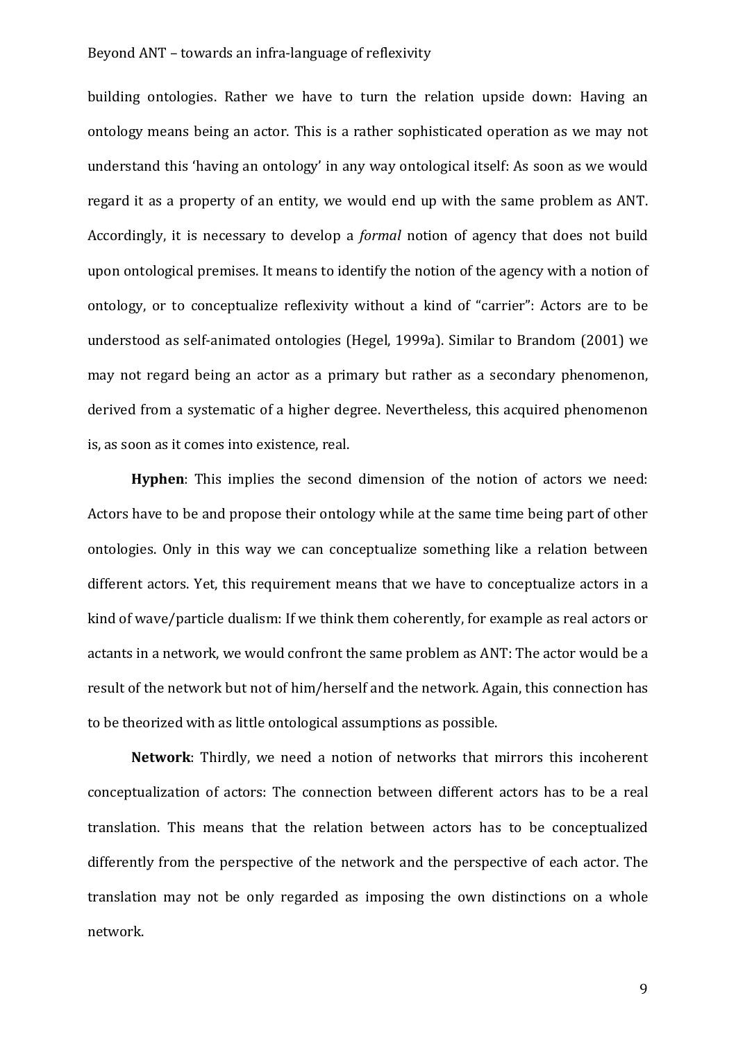building ontologies. Rather we have to turn the relation upside down: Having an ontology means being an actor. This is a rather sophisticated operation as we may not understand this 'having an ontology' in any way ontological itself: As soon as we would regard it as a property of an entity, we would end up with the same problem as ANT. Accordingly, it is necessary to develop a *formal* notion of agency that does not build upon ontological premises. It means to identify the notion of the agency with a notion of ontology, or to conceptualize reflexivity without a kind of "carrier": Actors are to be understood as self-animated ontologies (Hegel, 1999a). Similar to Brandom (2001) we may not regard being an actor as a primary but rather as a secondary phenomenon, derived from a systematic of a higher degree. Nevertheless, this acquired phenomenon is, as soon as it comes into existence, real.

**Hyphen**: This implies the second dimension of the notion of actors we need: Actors have to be and propose their ontology while at the same time being part of other ontologies. Only in this way we can conceptualize something like a relation between different actors. Yet, this requirement means that we have to conceptualize actors in a kind of wave/particle dualism: If we think them coherently, for example as real actors or actants in a network, we would confront the same problem as ANT: The actor would be a result of the network but not of him/herself and the network. Again, this connection has to be theorized with as little ontological assumptions as possible.

**Network**: Thirdly, we need a notion of networks that mirrors this incoherent conceptualization of actors: The connection between different actors has to be a real translation. This means that the relation between actors has to be conceptualized differently from the perspective of the network and the perspective of each actor. The translation may not be only regarded as imposing the own distinctions on a whole network.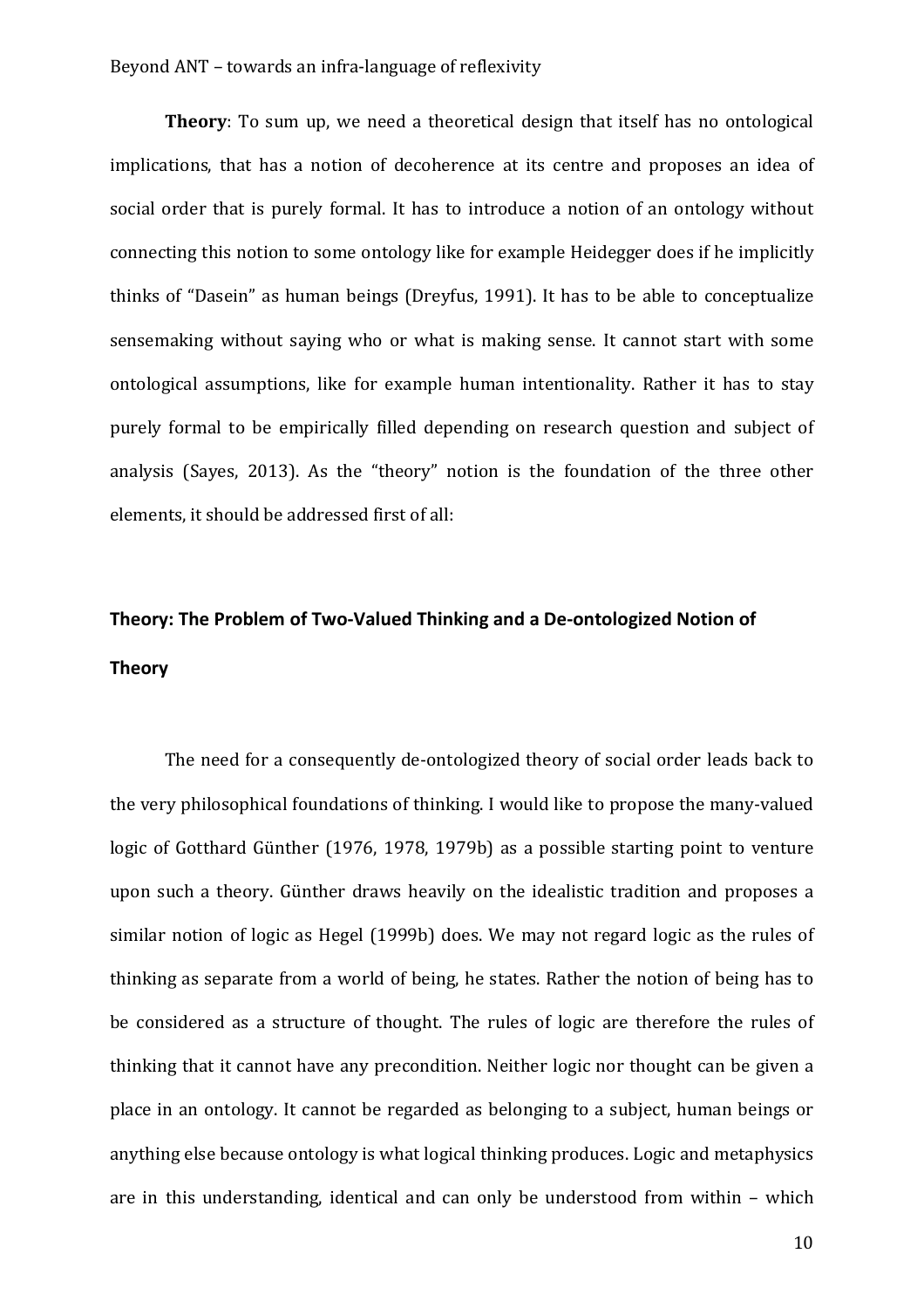**Theory**: To sum up, we need a theoretical design that itself has no ontological implications, that has a notion of decoherence at its centre and proposes an idea of social order that is purely formal. It has to introduce a notion of an ontology without connecting this notion to some ontology like for example Heidegger does if he implicitly thinks of "Dasein" as human beings (Dreyfus, 1991). It has to be able to conceptualize sensemaking without saying who or what is making sense. It cannot start with some ontological assumptions, like for example human intentionality. Rather it has to stay purely formal to be empirically filled depending on research question and subject of analysis (Sayes, 2013). As the "theory" notion is the foundation of the three other elements, it should be addressed first of all:

## Theory: The Problem of Two-Valued Thinking and a De-ontologized Notion of Theory

The need for a consequently de-ontologized theory of social order leads back to the very philosophical foundations of thinking. I would like to propose the many-valued logic of Gotthard Günther (1976, 1978, 1979b) as a possible starting point to venture upon such a theory. Günther draws heavily on the idealistic tradition and proposes a similar notion of logic as Hegel (1999b) does. We may not regard logic as the rules of thinking as separate from a world of being, he states. Rather the notion of being has to be considered as a structure of thought. The rules of logic are therefore the rules of thinking that it cannot have any precondition. Neither logic nor thought can be given a place in an ontology. It cannot be regarded as belonging to a subject, human beings or anything else because ontology is what logical thinking produces. Logic and metaphysics are in this understanding, identical and can only be understood from within – which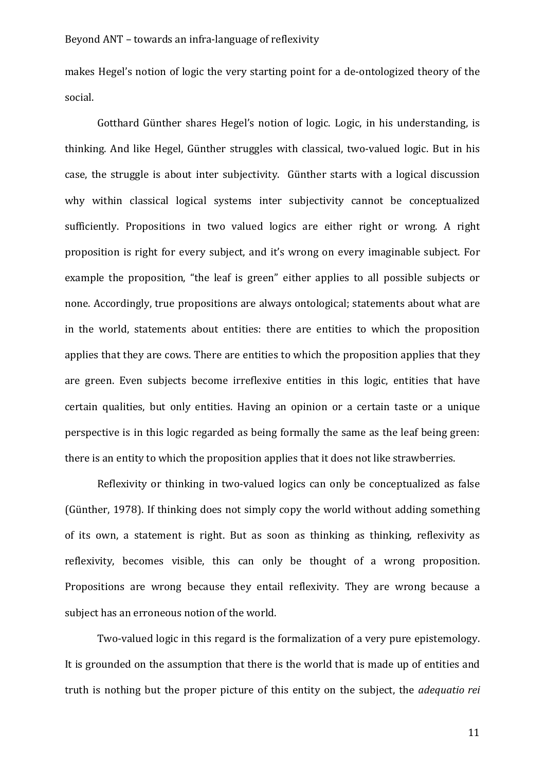makes Hegel's notion of logic the very starting point for a de-ontologized theory of the social.

Gotthard Günther shares Hegel's notion of logic. Logic, in his understanding, is thinking. And like Hegel, Günther struggles with classical, two-valued logic. But in his case, the struggle is about inter subjectivity. Günther starts with a logical discussion why within classical logical systems inter subjectivity cannot be conceptualized sufficiently. Propositions in two valued logics are either right or wrong. A right proposition is right for every subject, and it's wrong on every imaginable subject. For example the proposition, "the leaf is green" either applies to all possible subjects or none. Accordingly, true propositions are always ontological; statements about what are in the world, statements about entities: there are entities to which the proposition applies that they are cows. There are entities to which the proposition applies that they are green. Even subjects become irreflexive entities in this logic, entities that have certain qualities, but only entities. Having an opinion or a certain taste or a unique perspective is in this logic regarded as being formally the same as the leaf being green: there is an entity to which the proposition applies that it does not like strawberries.

Reflexivity or thinking in two-valued logics can only be conceptualized as false (Günther, 1978). If thinking does not simply copy the world without adding something of its own, a statement is right. But as soon as thinking as thinking, reflexivity as reflexivity, becomes visible, this can only be thought of a wrong proposition. Propositions are wrong because they entail reflexivity. They are wrong because a subject has an erroneous notion of the world.

Two-valued logic in this regard is the formalization of a very pure epistemology. It is grounded on the assumption that there is the world that is made up of entities and truth is nothing but the proper picture of this entity on the subject, the *adequatio rei*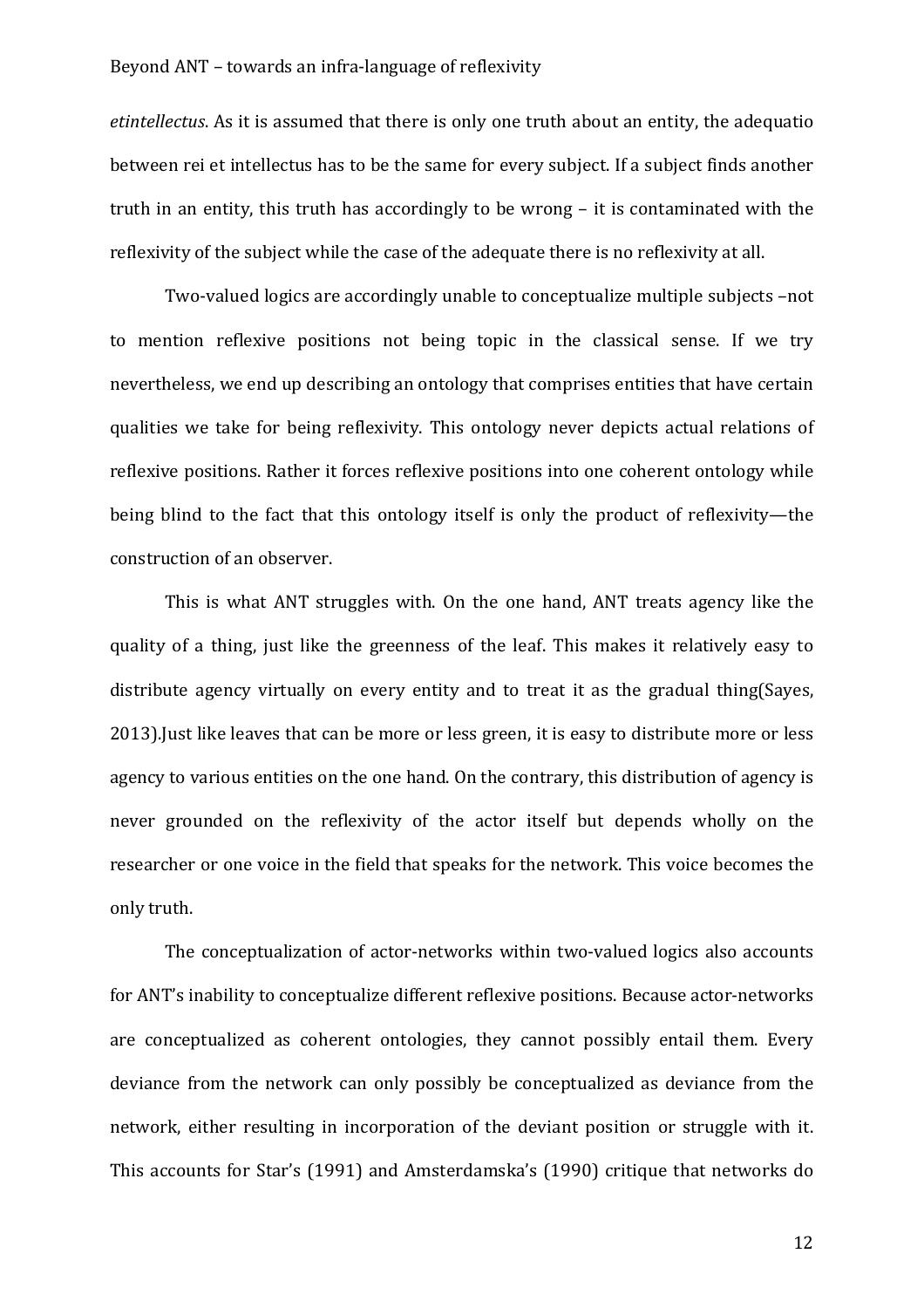*etintellectus*. As it is assumed that there is only one truth about an entity, the adequatio between rei et intellectus has to be the same for every subject. If a subject finds another truth in an entity, this truth has accordingly to be wrong – it is contaminated with the reflexivity of the subject while the case of the adequate there is no reflexivity at all.

Two-valued logics are accordingly unable to conceptualize multiple subjects –not to mention reflexive positions not being topic in the classical sense. If we try nevertheless, we end up describing an ontology that comprises entities that have certain qualities we take for being reflexivity. This ontology never depicts actual relations of reflexive positions. Rather it forces reflexive positions into one coherent ontology while being blind to the fact that this ontology itself is only the product of reflexivity—the construction of an observer.

This is what ANT struggles with. On the one hand, ANT treats agency like the quality of a thing, just like the greenness of the leaf. This makes it relatively easy to distribute agency virtually on every entity and to treat it as the gradual thing(Sayes, 2013).Just like leaves that can be more or less green, it is easy to distribute more or less agency to various entities on the one hand. On the contrary, this distribution of agency is never grounded on the reflexivity of the actor itself but depends wholly on the researcher or one voice in the field that speaks for the network. This voice becomes the only truth.

The conceptualization of actor-networks within two-valued logics also accounts for ANT's inability to conceptualize different reflexive positions. Because actor-networks are conceptualized as coherent ontologies, they cannot possibly entail them. Every deviance from the network can only possibly be conceptualized as deviance from the network, either resulting in incorporation of the deviant position or struggle with it. This accounts for Star's (1991) and Amsterdamska's (1990) critique that networks do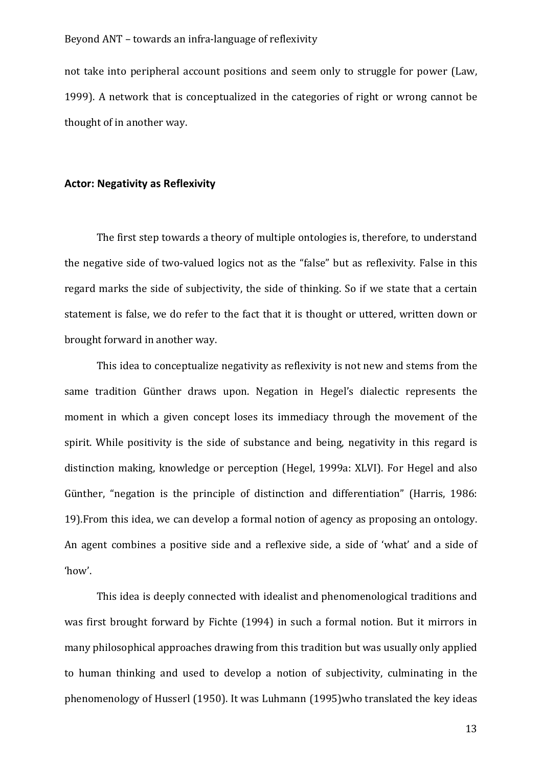not take into peripheral account positions and seem only to struggle for power (Law, 1999). A network that is conceptualized in the categories of right or wrong cannot be thought of in another way.

### Actor: Negativity as Reflexivity

The first step towards a theory of multiple ontologies is, therefore, to understand the negative side of two-valued logics not as the "false" but as reflexivity. False in this regard marks the side of subjectivity, the side of thinking. So if we state that a certain statement is false, we do refer to the fact that it is thought or uttered, written down or brought forward in another way.

This idea to conceptualize negativity as reflexivity is not new and stems from the same tradition Günther draws upon. Negation in Hegel's dialectic represents the moment in which a given concept loses its immediacy through the movement of the spirit. While positivity is the side of substance and being, negativity in this regard is distinction making, knowledge or perception (Hegel, 1999a: XLVI). For Hegel and also Günther, "negation is the principle of distinction and differentiation" (Harris, 1986: 19).From this idea, we can develop a formal notion of agency as proposing an ontology. An agent combines a positive side and a reflexive side, a side of 'what' and a side of 'how'.

This idea is deeply connected with idealist and phenomenological traditions and was first brought forward by Fichte (1994) in such a formal notion. But it mirrors in many philosophical approaches drawing from this tradition but was usually only applied to human thinking and used to develop a notion of subjectivity, culminating in the phenomenology of Husserl (1950). It was Luhmann (1995)who translated the key ideas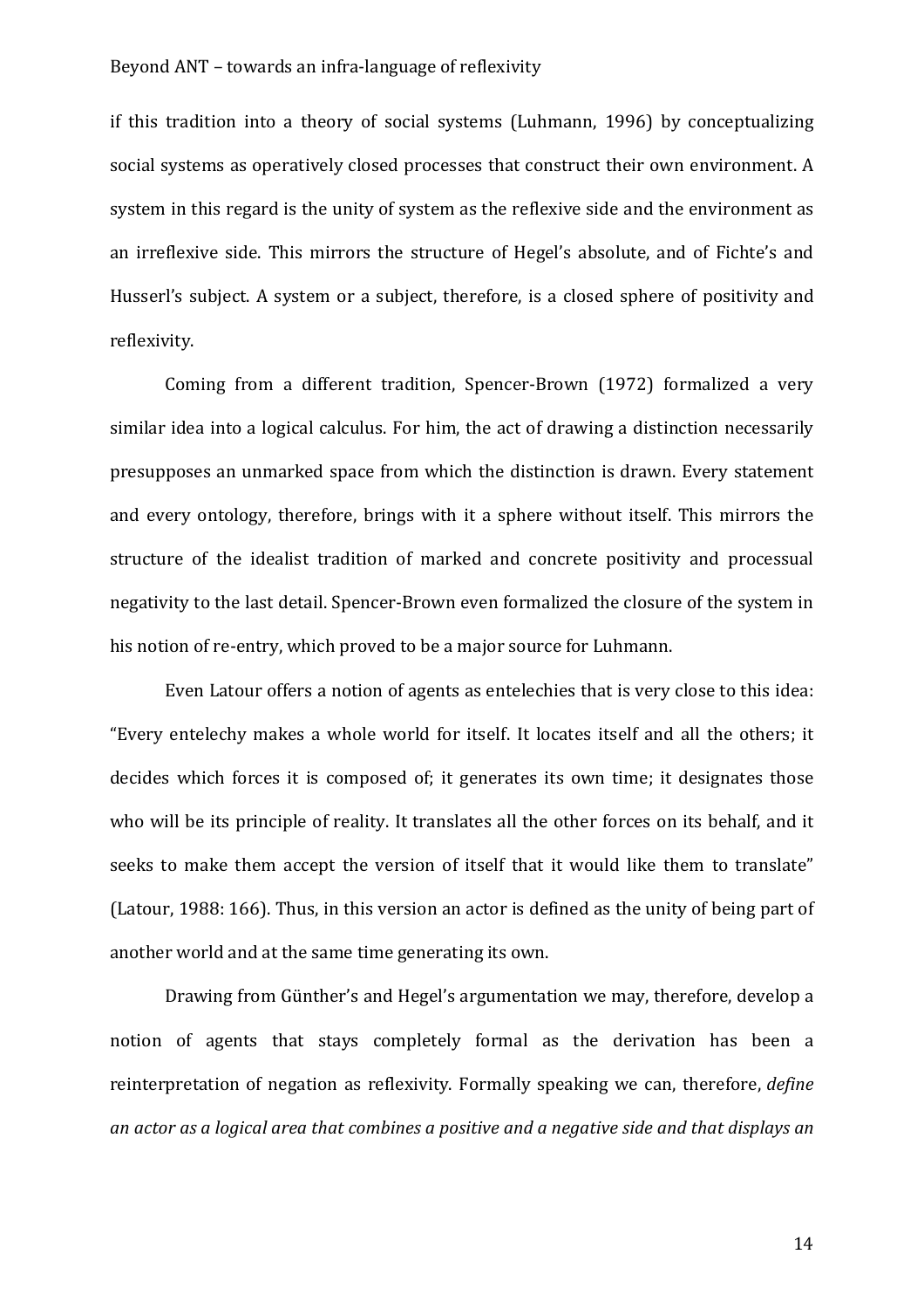if this tradition into a theory of social systems (Luhmann, 1996) by conceptualizing social systems as operatively closed processes that construct their own environment. A system in this regard is the unity of system as the reflexive side and the environment as an irreflexive side. This mirrors the structure of Hegel's absolute, and of Fichte's and Husserl's subject. A system or a subject, therefore, is a closed sphere of positivity and reflexivity.

Coming from a different tradition, Spencer-Brown (1972) formalized a very similar idea into a logical calculus. For him, the act of drawing a distinction necessarily presupposes an unmarked space from which the distinction is drawn. Every statement and every ontology, therefore, brings with it a sphere without itself. This mirrors the structure of the idealist tradition of marked and concrete positivity and processual negativity to the last detail. Spencer-Brown even formalized the closure of the system in his notion of re-entry, which proved to be a major source for Luhmann.

Even Latour offers a notion of agents as entelechies that is very close to this idea: "Every entelechy makes a whole world for itself. It locates itself and all the others; it decides which forces it is composed of; it generates its own time; it designates those who will be its principle of reality. It translates all the other forces on its behalf, and it seeks to make them accept the version of itself that it would like them to translate" (Latour, 1988: 166). Thus, in this version an actor is defined as the unity of being part of another world and at the same time generating its own.

Drawing from Günther's and Hegel's argumentation we may, therefore, develop a notion of agents that stays completely formal as the derivation has been a reinterpretation of negation as reflexivity. Formally speaking we can, therefore, *define an actor as a logical area that combines a positive and a negative side and that displays an*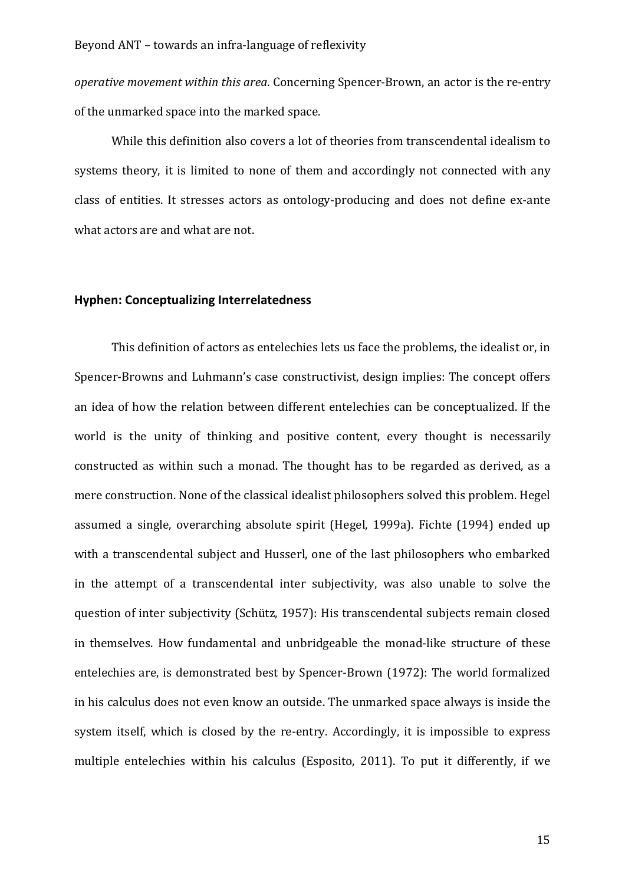*operative movement within this area*. Concerning Spencer-Brown, an actor is the re-entry of the unmarked space into the marked space.

While this definition also covers a lot of theories from transcendental idealism to systems theory, it is limited to none of them and accordingly not connected with any class of entities. It stresses actors as ontology-producing and does not define ex-ante what actors are and what are not.

## Hyphen: Conceptualizing Interrelatedness

This definition of actors as entelechies lets us face the problems, the idealist or, in Spencer-Browns and Luhmann's case constructivist, design implies: The concept offers an idea of how the relation between different entelechies can be conceptualized. If the world is the unity of thinking and positive content, every thought is necessarily constructed as within such a monad. The thought has to be regarded as derived, as a mere construction. None of the classical idealist philosophers solved this problem. Hegel assumed a single, overarching absolute spirit (Hegel, 1999a). Fichte (1994) ended up with a transcendental subject and Husserl, one of the last philosophers who embarked in the attempt of a transcendental inter subjectivity, was also unable to solve the question of inter subjectivity (Schütz, 1957): His transcendental subjects remain closed in themselves. How fundamental and unbridgeable the monad-like structure of these entelechies are, is demonstrated best by Spencer-Brown (1972): The world formalized in his calculus does not even know an outside. The unmarked space always is inside the system itself, which is closed by the re-entry. Accordingly, it is impossible to express multiple entelechies within his calculus (Esposito, 2011). To put it differently, if we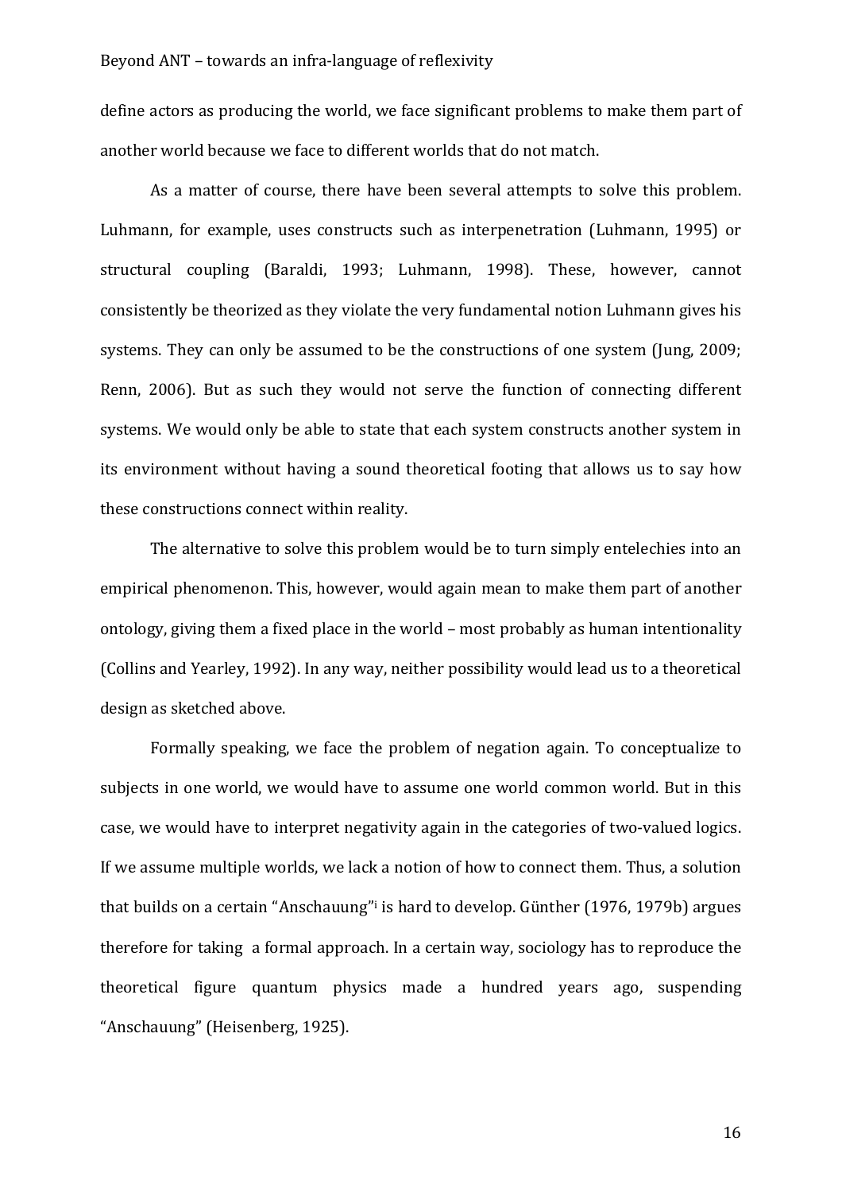define actors as producing the world, we face significant problems to make them part of another world because we face to different worlds that do not match.

As a matter of course, there have been several attempts to solve this problem. Luhmann, for example, uses constructs such as interpenetration (Luhmann, 1995) or structural coupling (Baraldi, 1993; Luhmann, 1998). These, however, cannot consistently be theorized as they violate the very fundamental notion Luhmann gives his systems. They can only be assumed to be the constructions of one system (Jung, 2009; Renn, 2006). But as such they would not serve the function of connecting different systems. We would only be able to state that each system constructs another system in its environment without having a sound theoretical footing that allows us to say how these constructions connect within reality.

The alternative to solve this problem would be to turn simply entelechies into an empirical phenomenon. This, however, would again mean to make them part of another ontology, giving them a fixed place in the world – most probably as human intentionality (Collins and Yearley, 1992). In any way, neither possibility would lead us to a theoretical design as sketched above.

Formally speaking, we face the problem of negation again. To conceptualize to subjects in one world, we would have to assume one world common world. But in this case, we would have to interpret negativity again in the categories of two-valued logics. If we assume multiple worlds, we lack a notion of how to connect them. Thus, a solution that builds on a certain "Anschauung"[i] is hard to develop. Günther (1976, 1979b) argues therefore for taking a formal approach. In a certain way, sociology has to reproduce the theoretical figure quantum physics made a hundred years ago, suspending "Anschauung" (Heisenberg, 1925).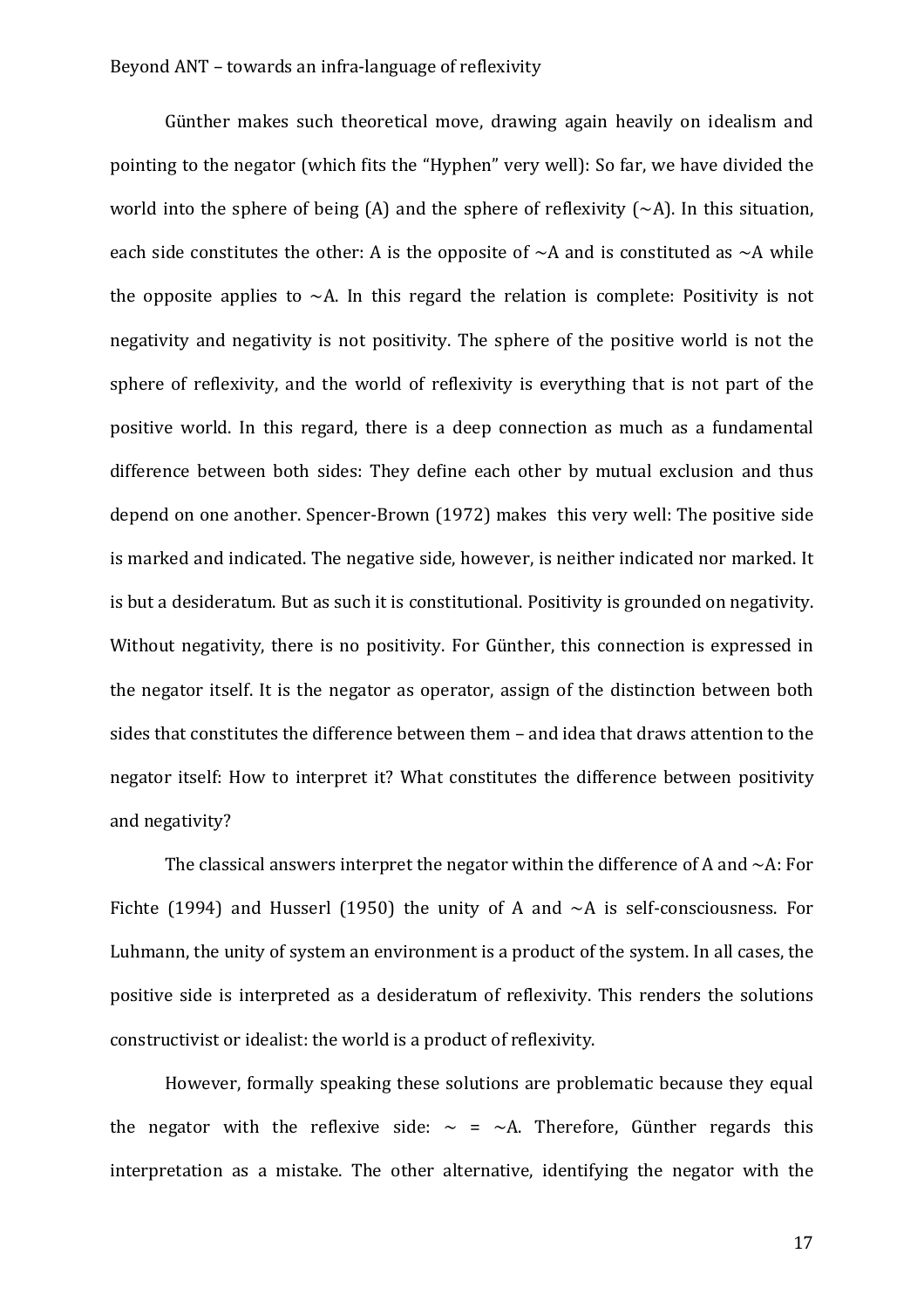Günther makes such theoretical move, drawing again heavily on idealism and pointing to the negator (which fits the "Hyphen" very well): So far, we have divided the world into the sphere of being (A) and the sphere of reflexivity (~A). In this situation, each side constitutes the other: A is the opposite of ~A and is constituted as ~A while the opposite applies to ~A. In this regard the relation is complete: Positivity is not negativity and negativity is not positivity. The sphere of the positive world is not the sphere of reflexivity, and the world of reflexivity is everything that is not part of the positive world. In this regard, there is a deep connection as much as a fundamental difference between both sides: They define each other by mutual exclusion and thus depend on one another. Spencer-Brown (1972) makes this very well: The positive side is marked and indicated. The negative side, however, is neither indicated nor marked. It is but a desideratum. But as such it is constitutional. Positivity is grounded on negativity. Without negativity, there is no positivity. For Günther, this connection is expressed in the negator itself. It is the negator as operator, assign of the distinction between both sides that constitutes the difference between them – and idea that draws attention to the negator itself: How to interpret it? What constitutes the difference between positivity and negativity?

The classical answers interpret the negator within the difference of A and ~A: For Fichte (1994) and Husserl (1950) the unity of A and ~A is self-consciousness. For Luhmann, the unity of system an environment is a product of the system. In all cases, the positive side is interpreted as a desideratum of reflexivity. This renders the solutions constructivist or idealist: the world is a product of reflexivity.

However, formally speaking these solutions are problematic because they equal the negator with the reflexive side: ~ = ~A. Therefore, Günther regards this interpretation as a mistake. The other alternative, identifying the negator with the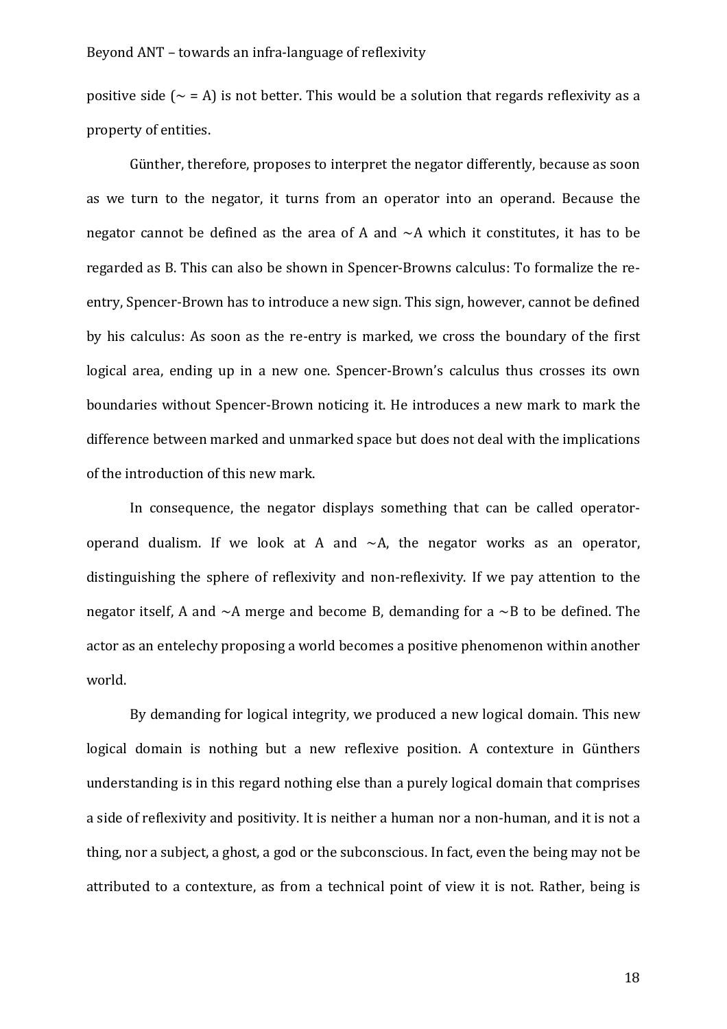positive side (~ = A) is not better. This would be a solution that regards reflexivity as a property of entities.

Günther, therefore, proposes to interpret the negator differently, because as soon as we turn to the negator, it turns from an operator into an operand. Because the negator cannot be defined as the area of A and ~A which it constitutes, it has to be regarded as B. This can also be shown in Spencer-Browns calculus: To formalize the re-entry, Spencer-Brown has to introduce a new sign. This sign, however, cannot be defined by his calculus: As soon as the re-entry is marked, we cross the boundary of the first logical area, ending up in a new one. Spencer-Brown's calculus thus crosses its own boundaries without Spencer-Brown noticing it. He introduces a new mark to mark the difference between marked and unmarked space but does not deal with the implications of the introduction of this new mark.

In consequence, the negator displays something that can be called operator-operand dualism. If we look at A and ~A, the negator works as an operator, distinguishing the sphere of reflexivity and non-reflexivity. If we pay attention to the negator itself, A and ~A merge and become B, demanding for a ~B to be defined. The actor as an entelechy proposing a world becomes a positive phenomenon within another world.

By demanding for logical integrity, we produced a new logical domain. This new logical domain is nothing but a new reflexive position. A contexture in Günthers understanding is in this regard nothing else than a purely logical domain that comprises a side of reflexivity and positivity. It is neither a human nor a non-human, and it is not a thing, nor a subject, a ghost, a god or the subconscious. In fact, even the being may not be attributed to a contexture, as from a technical point of view it is not. Rather, being is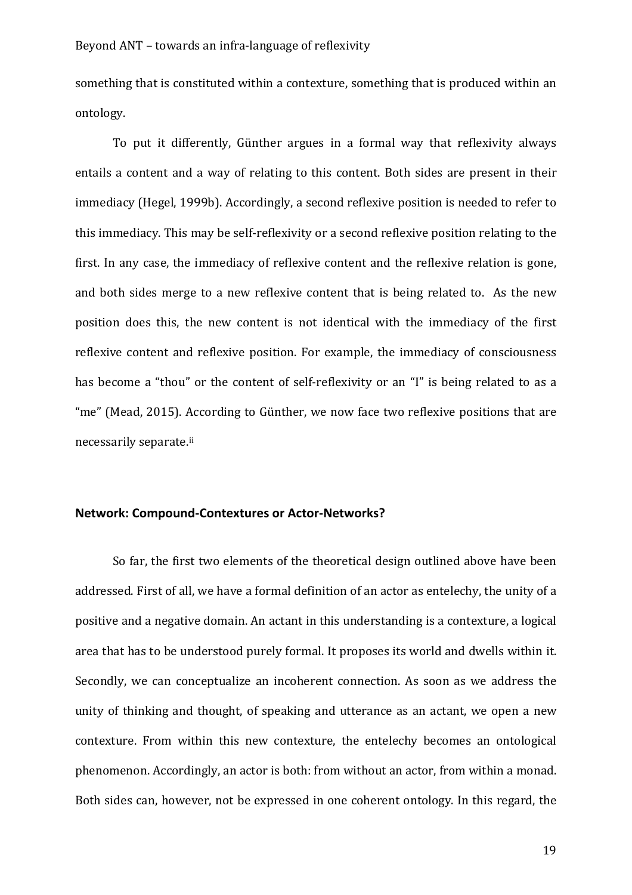something that is constituted within a contexture, something that is produced within an ontology.

To put it differently, Günther argues in a formal way that reflexivity always entails a content and a way of relating to this content. Both sides are present in their immediacy (Hegel, 1999b). Accordingly, a second reflexive position is needed to refer to this immediacy. This may be self-reflexivity or a second reflexive position relating to the first. In any case, the immediacy of reflexive content and the reflexive relation is gone, and both sides merge to a new reflexive content that is being related to. As the new position does this, the new content is not identical with the immediacy of the first reflexive content and reflexive position. For example, the immediacy of consciousness has become a "thou" or the content of self-reflexivity or an "I" is being related to as a "me" (Mead, 2015). According to Günther, we now face two reflexive positions that are necessarily separate.[ii]

**Network: Compound-Contextures or Actor-Networks?**

So far, the first two elements of the theoretical design outlined above have been addressed. First of all, we have a formal definition of an actor as entelechy, the unity of a positive and a negative domain. An actant in this understanding is a contexture, a logical area that has to be understood purely formal. It proposes its world and dwells within it. Secondly, we can conceptualize an incoherent connection. As soon as we address the unity of thinking and thought, of speaking and utterance as an actant, we open a new contexture. From within this new contexture, the entelechy becomes an ontological phenomenon. Accordingly, an actor is both: from without an actor, from within a monad. Both sides can, however, not be expressed in one coherent ontology. In this regard, the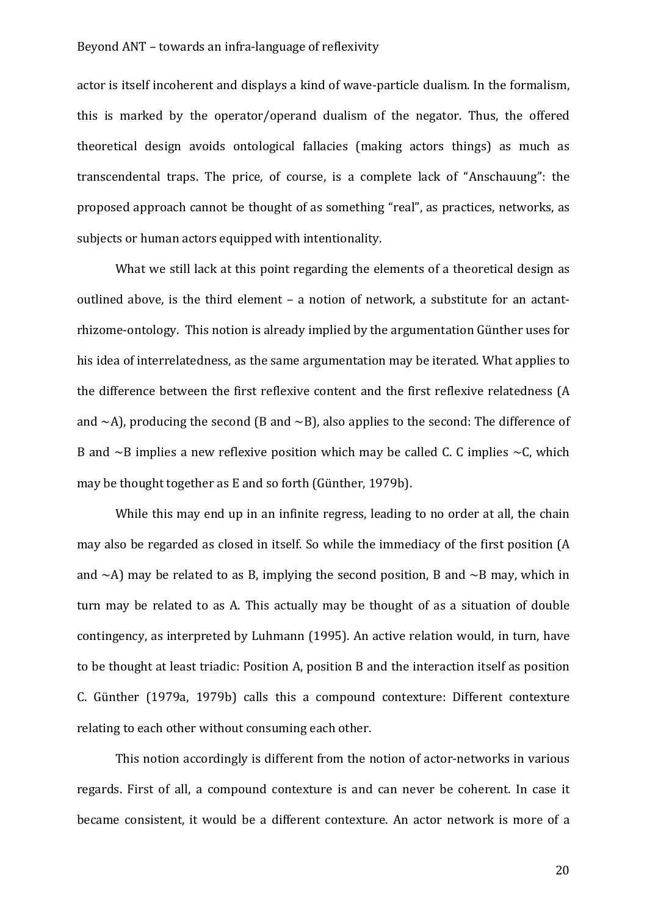actor is itself incoherent and displays a kind of wave-particle dualism. In the formalism, this is marked by the operator/operand dualism of the negator. Thus, the offered theoretical design avoids ontological fallacies (making actors things) as much as transcendental traps. The price, of course, is a complete lack of "Anschauung": the proposed approach cannot be thought of as something "real", as practices, networks, as subjects or human actors equipped with intentionality.

What we still lack at this point regarding the elements of a theoretical design as outlined above, is the third element – a notion of network, a substitute for an actant-rhizome-ontology. This notion is already implied by the argumentation Günther uses for his idea of interrelatedness, as the same argumentation may be iterated. What applies to the difference between the first reflexive content and the first reflexive relatedness (A and ~A), producing the second (B and ~B), also applies to the second: The difference of B and ~B implies a new reflexive position which may be called C. C implies ~C, which may be thought together as E and so forth (Günther, 1979b).

While this may end up in an infinite regress, leading to no order at all, the chain may also be regarded as closed in itself. So while the immediacy of the first position (A and ~A) may be related to as B, implying the second position, B and ~B may, which in turn may be related to as A. This actually may be thought of as a situation of double contingency, as interpreted by Luhmann (1995). An active relation would, in turn, have to be thought at least triadic: Position A, position B and the interaction itself as position C. Günther (1979a, 1979b) calls this a compound contexture: Different contexture relating to each other without consuming each other.

This notion accordingly is different from the notion of actor-networks in various regards. First of all, a compound contexture is and can never be coherent. In case it became consistent, it would be a different contexture. An actor network is more of a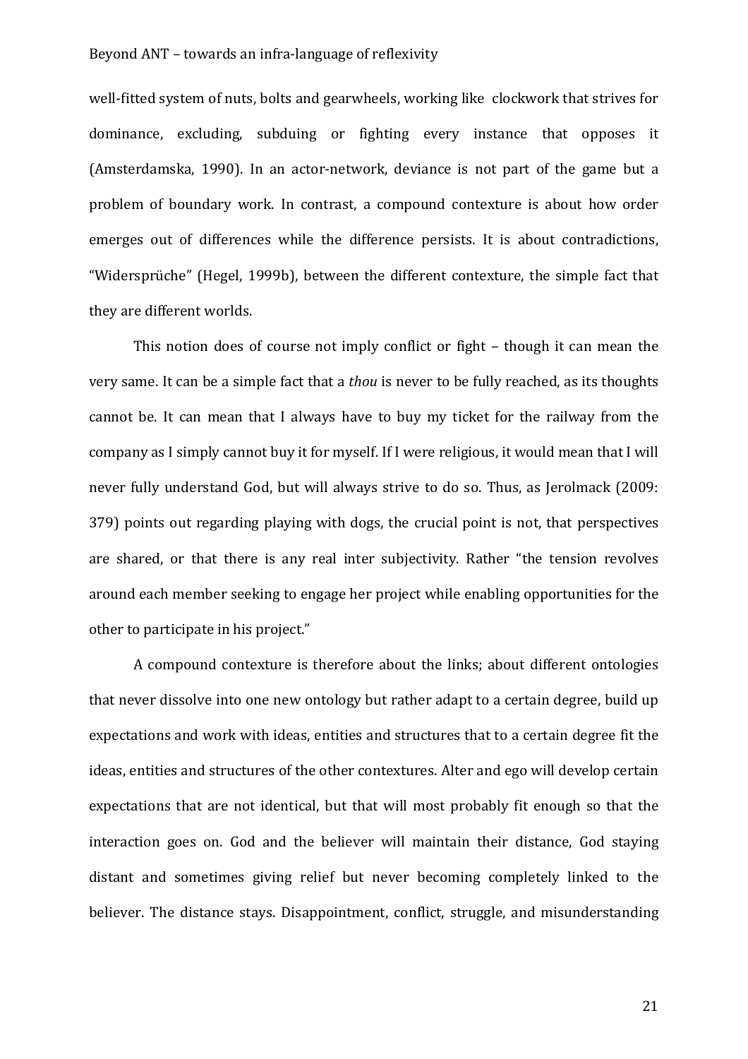well-fitted system of nuts, bolts and gearwheels, working like clockwork that strives for dominance, excluding, subduing or fighting every instance that opposes it (Amsterdamska, 1990). In an actor-network, deviance is not part of the game but a problem of boundary work. In contrast, a compound contexture is about how order emerges out of differences while the difference persists. It is about contradictions, “Widersprüche” (Hegel, 1999b), between the different contexture, the simple fact that they are different worlds.

This notion does of course not imply conflict or fight – though it can mean the very same. It can be a simple fact that a *thou* is never to be fully reached, as its thoughts cannot be. It can mean that I always have to buy my ticket for the railway from the company as I simply cannot buy it for myself. If I were religious, it would mean that I will never fully understand God, but will always strive to do so. Thus, as Jerolmack (2009: 379) points out regarding playing with dogs, the crucial point is not, that perspectives are shared, or that there is any real inter subjectivity. Rather “the tension revolves around each member seeking to engage her project while enabling opportunities for the other to participate in his project.”

A compound contexture is therefore about the links; about different ontologies that never dissolve into one new ontology but rather adapt to a certain degree, build up expectations and work with ideas, entities and structures that to a certain degree fit the ideas, entities and structures of the other contextures. Alter and ego will develop certain expectations that are not identical, but that will most probably fit enough so that the interaction goes on. God and the believer will maintain their distance, God staying distant and sometimes giving relief but never becoming completely linked to the believer. The distance stays. Disappointment, conflict, struggle, and misunderstanding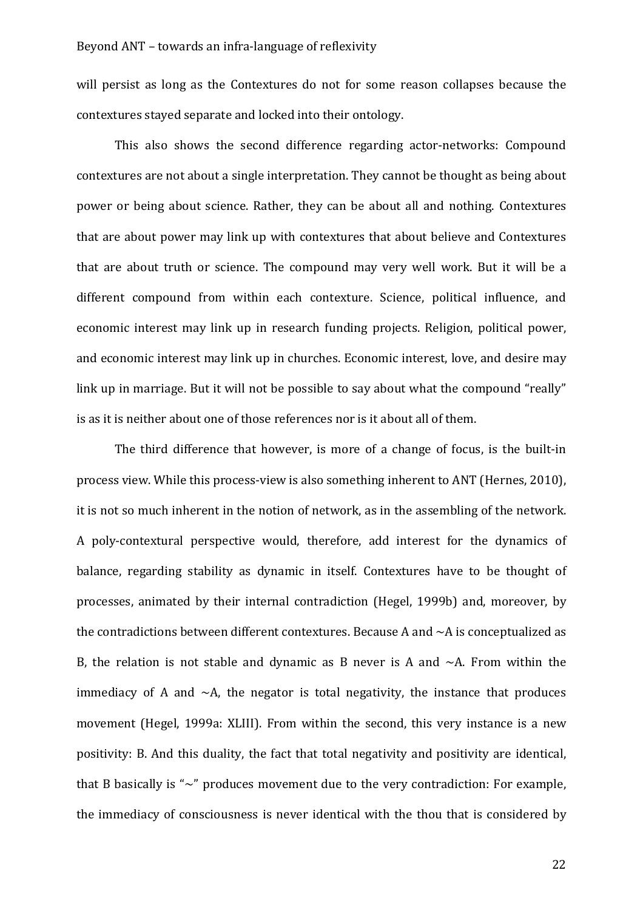will persist as long as the Contextures do not for some reason collapses because the contextures stayed separate and locked into their ontology.

This also shows the second difference regarding actor-networks: Compound contextures are not about a single interpretation. They cannot be thought as being about power or being about science. Rather, they can be about all and nothing. Contextures that are about power may link up with contextures that about believe and Contextures that are about truth or science. The compound may very well work. But it will be a different compound from within each contexture. Science, political influence, and economic interest may link up in research funding projects. Religion, political power, and economic interest may link up in churches. Economic interest, love, and desire may link up in marriage. But it will not be possible to say about what the compound "really" is as it is neither about one of those references nor is it about all of them.

The third difference that however, is more of a change of focus, is the built-in process view. While this process-view is also something inherent to ANT (Hernes, 2010), it is not so much inherent in the notion of network, as in the assembling of the network. A poly-contextural perspective would, therefore, add interest for the dynamics of balance, regarding stability as dynamic in itself. Contextures have to be thought of processes, animated by their internal contradiction (Hegel, 1999b) and, moreover, by the contradictions between different contextures. Because A and ~A is conceptualized as B, the relation is not stable and dynamic as B never is A and ~A. From within the immediacy of A and ~A, the negator is total negativity, the instance that produces movement (Hegel, 1999a: XLIII). From within the second, this very instance is a new positivity: B. And this duality, the fact that total negativity and positivity are identical, that B basically is "~" produces movement due to the very contradiction: For example, the immediacy of consciousness is never identical with the thou that is considered by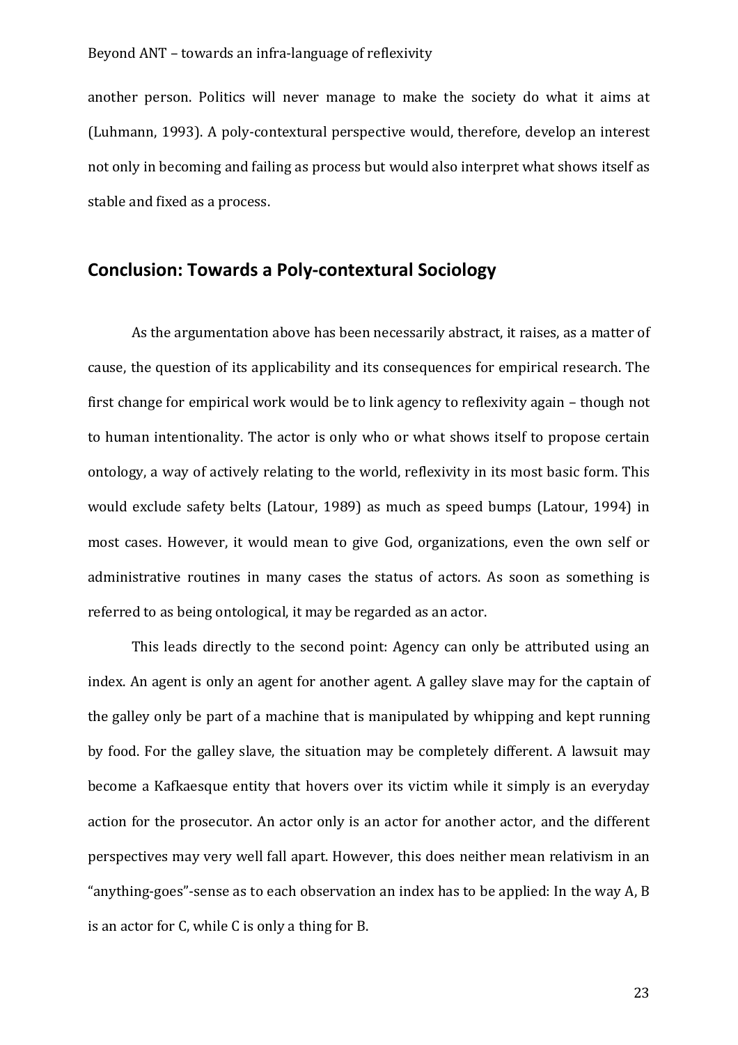another person. Politics will never manage to make the society do what it aims at (Luhmann, 1993). A poly-contextural perspective would, therefore, develop an interest not only in becoming and failing as process but would also interpret what shows itself as stable and fixed as a process.

## Conclusion: Towards a Poly-contextural Sociology

As the argumentation above has been necessarily abstract, it raises, as a matter of cause, the question of its applicability and its consequences for empirical research. The first change for empirical work would be to link agency to reflexivity again – though not to human intentionality. The actor is only who or what shows itself to propose certain ontology, a way of actively relating to the world, reflexivity in its most basic form. This would exclude safety belts (Latour, 1989) as much as speed bumps (Latour, 1994) in most cases. However, it would mean to give God, organizations, even the own self or administrative routines in many cases the status of actors. As soon as something is referred to as being ontological, it may be regarded as an actor.

This leads directly to the second point: Agency can only be attributed using an index. An agent is only an agent for another agent. A galley slave may for the captain of the galley only be part of a machine that is manipulated by whipping and kept running by food. For the galley slave, the situation may be completely different. A lawsuit may become a Kafkaesque entity that hovers over its victim while it simply is an everyday action for the prosecutor. An actor only is an actor for another actor, and the different perspectives may very well fall apart. However, this does neither mean relativism in an "anything-goes"-sense as to each observation an index has to be applied: In the way A, B is an actor for C, while C is only a thing for B.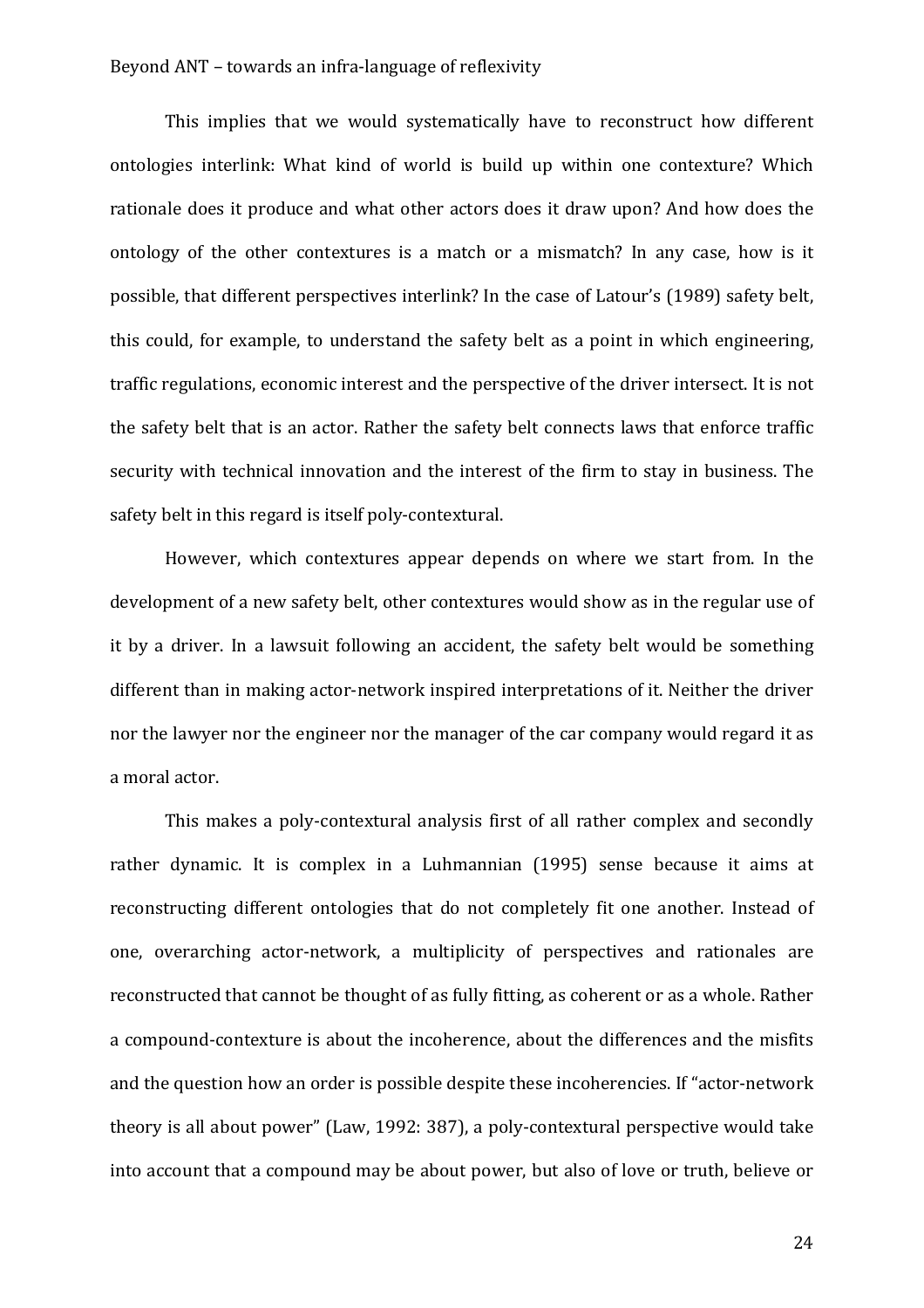This implies that we would systematically have to reconstruct how different ontologies interlink: What kind of world is build up within one contexture? Which rationale does it produce and what other actors does it draw upon? And how does the ontology of the other contextures is a match or a mismatch? In any case, how is it possible, that different perspectives interlink? In the case of Latour's (1989) safety belt, this could, for example, to understand the safety belt as a point in which engineering, traffic regulations, economic interest and the perspective of the driver intersect. It is not the safety belt that is an actor. Rather the safety belt connects laws that enforce traffic security with technical innovation and the interest of the firm to stay in business. The safety belt in this regard is itself poly-contextural.

However, which contextures appear depends on where we start from. In the development of a new safety belt, other contextures would show as in the regular use of it by a driver. In a lawsuit following an accident, the safety belt would be something different than in making actor-network inspired interpretations of it. Neither the driver nor the lawyer nor the engineer nor the manager of the car company would regard it as a moral actor.

This makes a poly-contextural analysis first of all rather complex and secondly rather dynamic. It is complex in a Luhmannian (1995) sense because it aims at reconstructing different ontologies that do not completely fit one another. Instead of one, overarching actor-network, a multiplicity of perspectives and rationales are reconstructed that cannot be thought of as fully fitting, as coherent or as a whole. Rather a compound-contexture is about the incoherence, about the differences and the misfits and the question how an order is possible despite these incoherencies. If "actor-network theory is all about power" (Law, 1992: 387), a poly-contextural perspective would take into account that a compound may be about power, but also of love or truth, believe or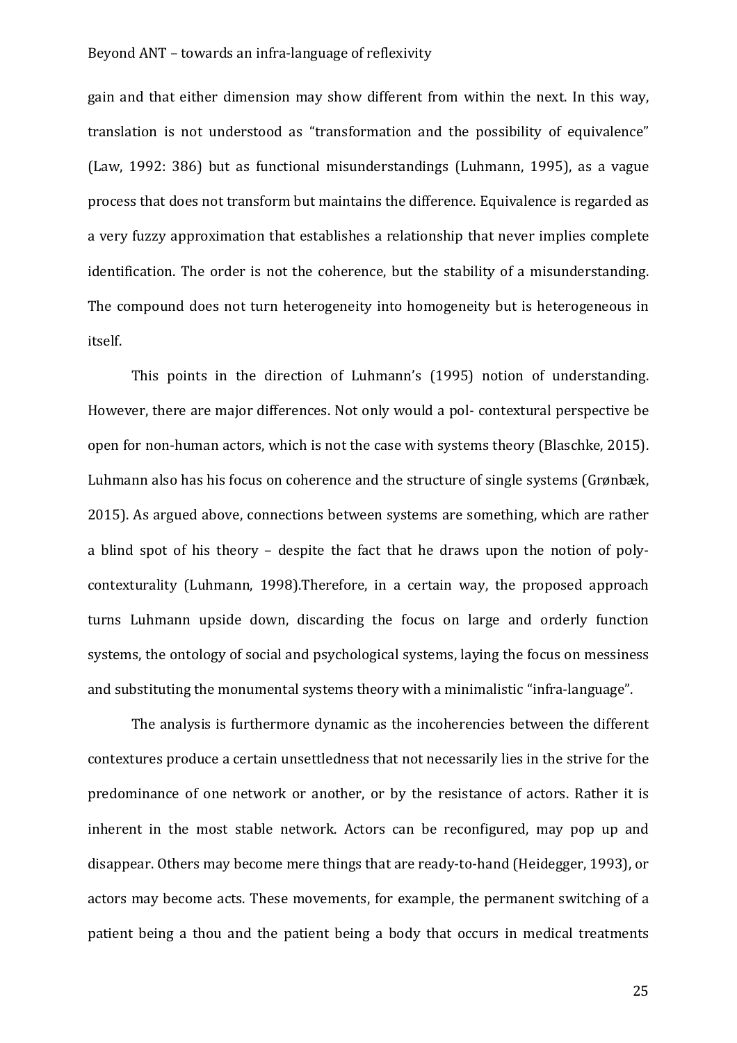gain and that either dimension may show different from within the next. In this way, translation is not understood as "transformation and the possibility of equivalence" (Law, 1992: 386) but as functional misunderstandings (Luhmann, 1995), as a vague process that does not transform but maintains the difference. Equivalence is regarded as a very fuzzy approximation that establishes a relationship that never implies complete identification. The order is not the coherence, but the stability of a misunderstanding. The compound does not turn heterogeneity into homogeneity but is heterogeneous in itself.

This points in the direction of Luhmann's (1995) notion of understanding. However, there are major differences. Not only would a pol- contextural perspective be open for non-human actors, which is not the case with systems theory (Blaschke, 2015). Luhmann also has his focus on coherence and the structure of single systems (Grønbæk, 2015). As argued above, connections between systems are something, which are rather a blind spot of his theory – despite the fact that he draws upon the notion of poly-contexturality (Luhmann, 1998).Therefore, in a certain way, the proposed approach turns Luhmann upside down, discarding the focus on large and orderly function systems, the ontology of social and psychological systems, laying the focus on messiness and substituting the monumental systems theory with a minimalistic "infra-language".

The analysis is furthermore dynamic as the incoherencies between the different contextures produce a certain unsettledness that not necessarily lies in the strive for the predominance of one network or another, or by the resistance of actors. Rather it is inherent in the most stable network. Actors can be reconfigured, may pop up and disappear. Others may become mere things that are ready-to-hand (Heidegger, 1993), or actors may become acts. These movements, for example, the permanent switching of a patient being a thou and the patient being a body that occurs in medical treatments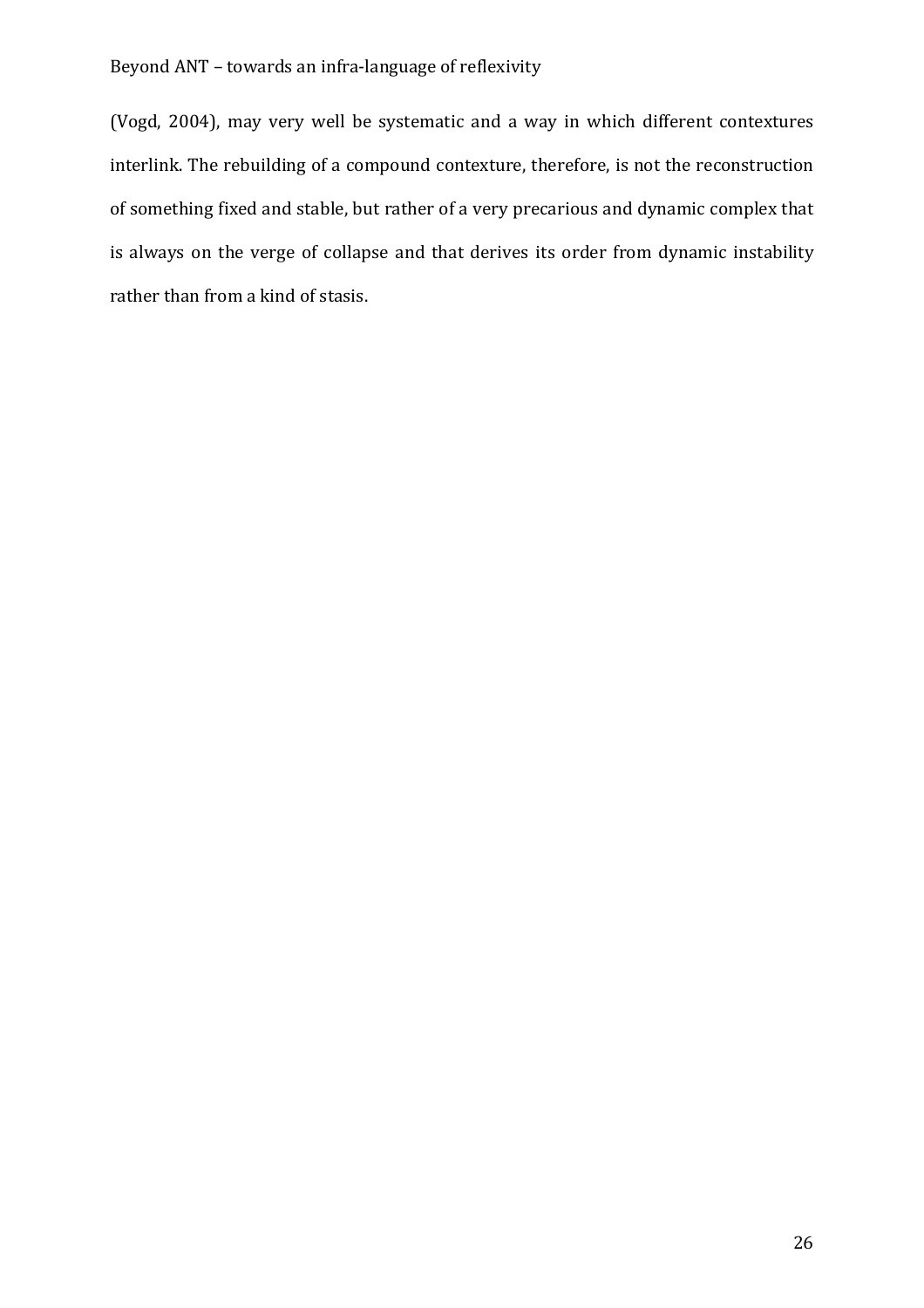(Vogd, 2004), may very well be systematic and a way in which different contextures interlink. The rebuilding of a compound contexture, therefore, is not the reconstruction of something fixed and stable, but rather of a very precarious and dynamic complex that is always on the verge of collapse and that derives its order from dynamic instability rather than from a kind of stasis.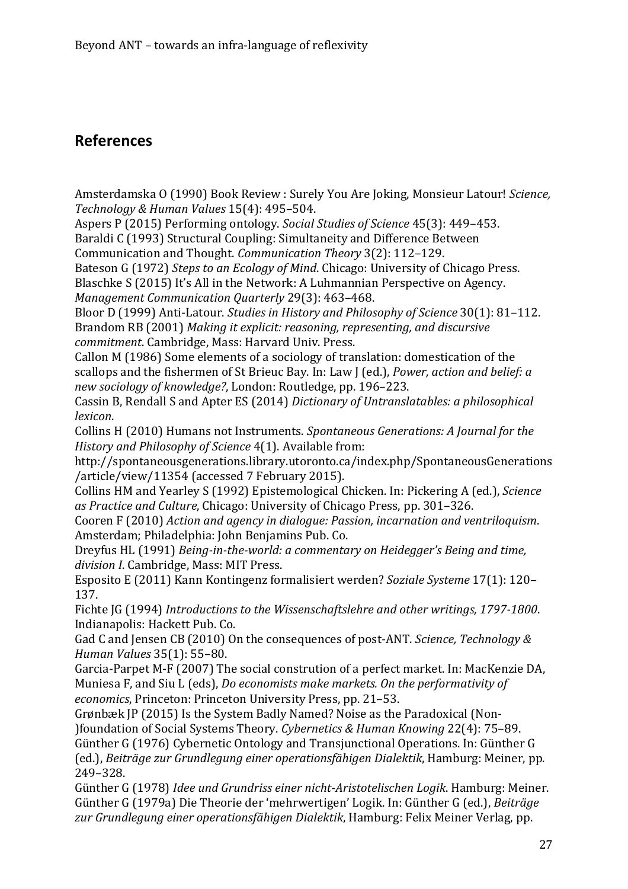## References

Amsterdamska O (1990) Book Review : Surely You Are Joking, Monsieur Latour! *Science, Technology & Human Values* 15(4): 495–504.

Aspers P (2015) Performing ontology. *Social Studies of Science* 45(3): 449–453.

Baraldi C (1993) Structural Coupling: Simultaneity and Difference Between Communication and Thought. *Communication Theory* 3(2): 112–129.

Bateson G (1972) *Steps to an Ecology of Mind*. Chicago: University of Chicago Press.

Blaschke S (2015) It's All in the Network: A Luhmannian Perspective on Agency. *Management Communication Quarterly* 29(3): 463–468.

Bloor D (1999) Anti-Latour. *Studies in History and Philosophy of Science* 30(1): 81–112.

Brandom RB (2001) *Making it explicit: reasoning, representing, and discursive commitment*. Cambridge, Mass: Harvard Univ. Press.

Callon M (1986) Some elements of a sociology of translation: domestication of the scallops and the fishermen of St Brieuc Bay. In: Law J (ed.), *Power, action and belief: a new sociology of knowledge?*, London: Routledge, pp. 196–223.

Cassin B, Rendall S and Apter ES (2014) *Dictionary of Untranslatables: a philosophical lexicon*.

Collins H (2010) Humans not Instruments. *Spontaneous Generations: A Journal for the History and Philosophy of Science* 4(1). Available from: http://spontaneousgenerations.library.utoronto.ca/index.php/SpontaneousGenerations/article/view/11354 (accessed 7 February 2015).

Collins HM and Yearley S (1992) Epistemological Chicken. In: Pickering A (ed.), *Science as Practice and Culture*, Chicago: University of Chicago Press, pp. 301–326.

Cooren F (2010) *Action and agency in dialogue: Passion, incarnation and ventriloquism*. Amsterdam; Philadelphia: John Benjamins Pub. Co.

Dreyfus HL (1991) *Being-in-the-world: a commentary on Heidegger's Being and time, division I*. Cambridge, Mass: MIT Press.

Esposito E (2011) Kann Kontingenz formalisiert werden? *Soziale Systeme* 17(1): 120–137.

Fichte JG (1994) *Introductions to the Wissenschaftslehre and other writings, 1797-1800*. Indianapolis: Hackett Pub. Co.

Gad C and Jensen CB (2010) On the consequences of post-ANT. *Science, Technology & Human Values* 35(1): 55–80.

Garcia-Parpet M-F (2007) The social constrution of a perfect market. In: MacKenzie DA, Muniesa F, and Siu L (eds), *Do economists make markets. On the performativity of economics*, Princeton: Princeton University Press, pp. 21–53.

Grønbæk JP (2015) Is the System Badly Named? Noise as the Paradoxical (Non-)foundation of Social Systems Theory. *Cybernetics & Human Knowing* 22(4): 75–89.

Günther G (1976) Cybernetic Ontology and Transjunctional Operations. In: Günther G (ed.), *Beiträge zur Grundlegung einer operationsfähigen Dialektik*, Hamburg: Meiner, pp. 249–328.

Günther G (1978) *Idee und Grundriss einer nicht-Aristotelischen Logik*. Hamburg: Meiner.

Günther G (1979a) Die Theorie der 'mehrwertigen' Logik. In: Günther G (ed.), *Beiträge zur Grundlegung einer operationsfähigen Dialektik*, Hamburg: Felix Meiner Verlag, pp.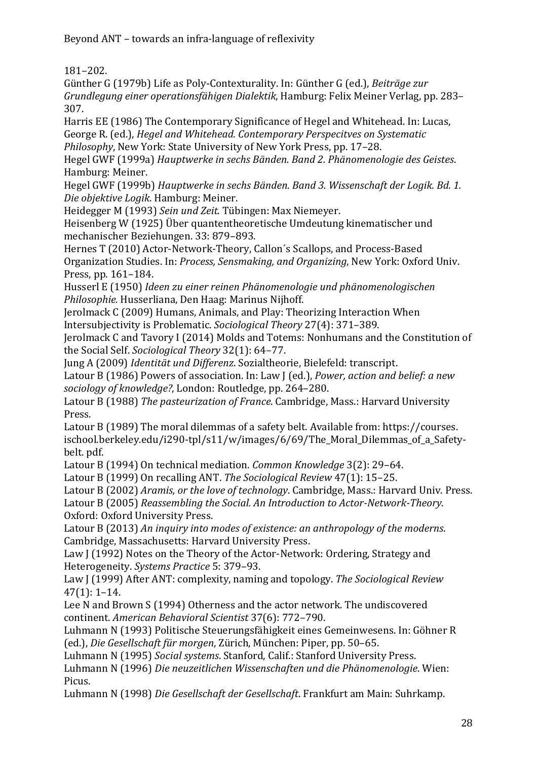181–202.

Günther G (1979b) Life as Poly-Contexturality. In: Günther G (ed.), *Beiträge zur Grundlegung einer operationsfähigen Dialektik*, Hamburg: Felix Meiner Verlag, pp. 283–307.

Harris EE (1986) The Contemporary Significance of Hegel and Whitehead. In: Lucas, George R. (ed.), *Hegel and Whitehead. Contemporary Perspecitves on Systematic Philosophy*, New York: State University of New York Press, pp. 17–28.

Hegel GWF (1999a) *Hauptwerke in sechs Bänden. Band 2. Phänomenologie des Geistes*. Hamburg: Meiner.

Hegel GWF (1999b) *Hauptwerke in sechs Bänden. Band 3. Wissenschaft der Logik. Bd. 1. Die objektive Logik*. Hamburg: Meiner.

Heidegger M (1993) *Sein und Zeit*. Tübingen: Max Niemeyer.

Heisenberg W (1925) Über quantentheoretische Umdeutung kinematischer und mechanischer Beziehungen. 33: 879–893.

Hernes T (2010) Actor-Network-Theory, Callon´s Scallops, and Process-Based Organization Studies. In: *Process, Sensmaking, and Organizing*, New York: Oxford Univ. Press, pp. 161–184.

Husserl E (1950) *Ideen zu einer reinen Phänomenologie und phänomenologischen Philosophie.* Husserliana, Den Haag: Marinus Nijhoff.

Jerolmack C (2009) Humans, Animals, and Play: Theorizing Interaction When Intersubjectivity is Problematic. *Sociological Theory* 27(4): 371–389.

Jerolmack C and Tavory I (2014) Molds and Totems: Nonhumans and the Constitution of the Social Self. *Sociological Theory* 32(1): 64–77.

Jung A (2009) *Identität und Differenz*. Sozialtheorie, Bielefeld: transcript.

Latour B (1986) Powers of association. In: Law J (ed.), *Power, action and belief: a new sociology of knowledge?*, London: Routledge, pp. 264–280.

Latour B (1988) *The pasteurization of France*. Cambridge, Mass.: Harvard University Press.

Latour B (1989) The moral dilemmas of a safety belt. Available from: https://courses. ischool.berkeley.edu/i290-tpl/s11/w/images/6/69/The_Moral_Dilemmas_of_a_Safety-belt. pdf.

Latour B (1994) On technical mediation. *Common Knowledge* 3(2): 29–64.

Latour B (1999) On recalling ANT. *The Sociological Review* 47(1): 15–25.

Latour B (2002) *Aramis, or the love of technology*. Cambridge, Mass.: Harvard Univ. Press.

Latour B (2005) *Reassembling the Social. An Introduction to Actor-Network-Theory*. Oxford: Oxford University Press.

Latour B (2013) *An inquiry into modes of existence: an anthropology of the moderns*. Cambridge, Massachusetts: Harvard University Press.

Law J (1992) Notes on the Theory of the Actor-Network: Ordering, Strategy and Heterogeneity. *Systems Practice* 5: 379–93.

Law J (1999) After ANT: complexity, naming and topology. *The Sociological Review* 47(1): 1–14.

Lee N and Brown S (1994) Otherness and the actor network. The undiscovered continent. *American Behavioral Scientist* 37(6): 772–790.

Luhmann N (1993) Politische Steuerungsfähigkeit eines Gemeinwesens. In: Göhner R (ed.), *Die Gesellschaft für morgen*, Zürich, München: Piper, pp. 50–65.

Luhmann N (1995) *Social systems*. Stanford, Calif.: Stanford University Press.

Luhmann N (1996) *Die neuzeitlichen Wissenschaften und die Phänomenologie*. Wien: Picus.

Luhmann N (1998) *Die Gesellschaft der Gesellschaft*. Frankfurt am Main: Suhrkamp.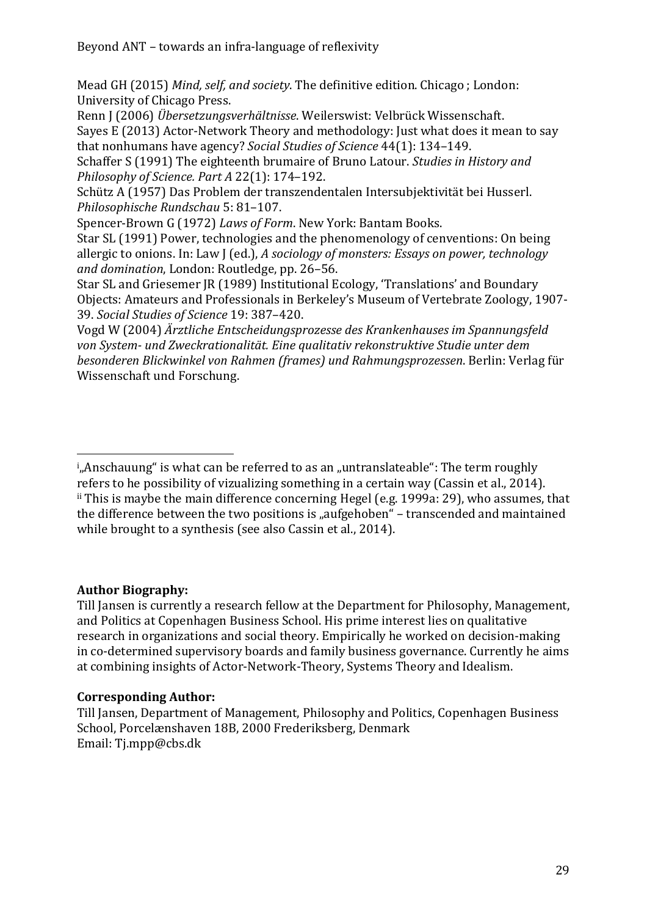Mead GH (2015) *Mind, self, and society*. The definitive edition. Chicago ; London: University of Chicago Press.
Renn J (2006) *Übersetzungsverhältnisse*. Weilerswist: Velbrück Wissenschaft.
Sayes E (2013) Actor-Network Theory and methodology: Just what does it mean to say that nonhumans have agency? *Social Studies of Science* 44(1): 134–149.
Schaffer S (1991) The eighteenth brumaire of Bruno Latour. *Studies in History and Philosophy of Science. Part A* 22(1): 174–192.
Schütz A (1957) Das Problem der transzendentalen Intersubjektivität bei Husserl. *Philosophische Rundschau* 5: 81–107.
Spencer-Brown G (1972) *Laws of Form*. New York: Bantam Books.
Star SL (1991) Power, technologies and the phenomenology of cenventions: On being allergic to onions. In: Law J (ed.), *A sociology of monsters: Essays on power, technology and domination*, London: Routledge, pp. 26–56.
Star SL and Griesemer JR (1989) Institutional Ecology, 'Translations' and Boundary Objects: Amateurs and Professionals in Berkeley's Museum of Vertebrate Zoology, 1907-39. *Social Studies of Science* 19: 387–420.
Vogd W (2004) *Ärztliche Entscheidungsprozesse des Krankenhauses im Spannungsfeld von System- und Zweckrationalität. Eine qualitativ rekonstruktive Studie unter dem besonderen Blickwinkel von Rahmen (frames) und Rahmungsprozessen*. Berlin: Verlag für Wissenschaft und Forschung.

---

[i] „Anschauung" is what can be referred to as an „untranslateable": The term roughly refers to he possibility of vizualizing something in a certain way (Cassin et al., 2014).
[ii] This is maybe the main difference concerning Hegel (e.g. 1999a: 29), who assumes, that the difference between the two positions is „aufgehoben" – transcended and maintained while brought to a synthesis (see also Cassin et al., 2014).

**Author Biography:**

Till Jansen is currently a research fellow at the Department for Philosophy, Management, and Politics at Copenhagen Business School. His prime interest lies on qualitative research in organizations and social theory. Empirically he worked on decision-making in co-determined supervisory boards and family business governance. Currently he aims at combining insights of Actor-Network-Theory, Systems Theory and Idealism.

**Corresponding Author:**

Till Jansen, Department of Management, Philosophy and Politics, Copenhagen Business School, Porcelænshaven 18B, 2000 Frederiksberg, Denmark
Email: Tj.mpp@cbs.dk